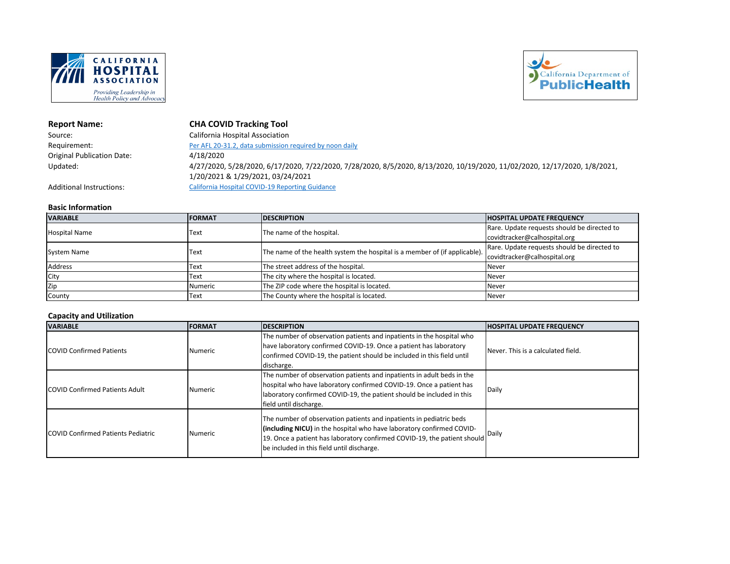**Report Name:** **CHA COVID Tracking Tool**

Source: California Hospital Association

Requirement: [Per AFL 20-31.2, data submission required by noon daily]

Original Publication Date: 4/18/2020

Updated: 4/27/2020, 5/28/2020, 6/17/2020, 7/22/2020, 7/28/2020, 8/5/2020, 8/13/2020, 10/19/2020, 11/02/2020, 12/17/2020, 1/8/2021, 1/20/2021 & 1/29/2021, 03/24/2021

Additional Instructions: [California Hospital COVID-19 Reporting Guidance]

### Basic Information

| VARIABLE | FORMAT | DESCRIPTION | HOSPITAL UPDATE FREQUENCY |
|---|---|---|---|
| Hospital Name | Text | The name of the hospital. | Rare. Update requests should be directed to covidtracker@calhospital.org |
| System Name | Text | The name of the health system the hospital is a member of (if applicable). | Rare. Update requests should be directed to covidtracker@calhospital.org |
| Address | Text | The street address of the hospital. | Never |
| City | Text | The city where the hospital is located. | Never |
| Zip | Numeric | The ZIP code where the hospital is located. | Never |
| County | Text | The County where the hospital is located. | Never |

### Capacity and Utilization

| VARIABLE | FORMAT | DESCRIPTION | HOSPITAL UPDATE FREQUENCY |
|---|---|---|---|
| COVID Confirmed Patients | Numeric | The number of observation patients and inpatients in the hospital who have laboratory confirmed COVID-19. Once a patient has laboratory confirmed COVID-19, the patient should be included in this field until discharge. | Never. This is a calculated field. |
| COVID Confirmed Patients Adult | Numeric | The number of observation patients and inpatients in adult beds in the hospital who have laboratory confirmed COVID-19. Once a patient has laboratory confirmed COVID-19, the patient should be included in this field until discharge. | Daily |
| COVID Confirmed Patients Pediatric | Numeric | The number of observation patients and inpatients in pediatric beds **(including NICU)** in the hospital who have laboratory confirmed COVID-19. Once a patient has laboratory confirmed COVID-19, the patient should be included in this field until discharge. | Daily |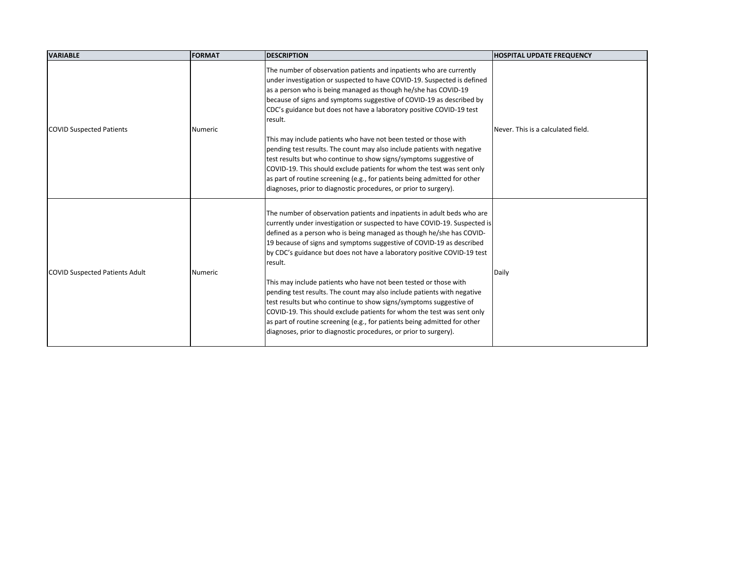| VARIABLE | FORMAT | DESCRIPTION | HOSPITAL UPDATE FREQUENCY |
| --- | --- | --- | --- |
| COVID Suspected Patients | Numeric | The number of observation patients and inpatients who are currently under investigation or suspected to have COVID-19. Suspected is defined as a person who is being managed as though he/she has COVID-19 because of signs and symptoms suggestive of COVID-19 as described by CDC's guidance but does not have a laboratory positive COVID-19 test result.<br><br>This may include patients who have not been tested or those with pending test results. The count may also include patients with negative test results but who continue to show signs/symptoms suggestive of COVID-19. This should exclude patients for whom the test was sent only as part of routine screening (e.g., for patients being admitted for other diagnoses, prior to diagnostic procedures, or prior to surgery). | Never. This is a calculated field. |
| COVID Suspected Patients Adult | Numeric | The number of observation patients and inpatients in adult beds who are currently under investigation or suspected to have COVID-19. Suspected is defined as a person who is being managed as though he/she has COVID-19 because of signs and symptoms suggestive of COVID-19 as described by CDC's guidance but does not have a laboratory positive COVID-19 test result.<br><br>This may include patients who have not been tested or those with pending test results. The count may also include patients with negative test results but who continue to show signs/symptoms suggestive of COVID-19. This should exclude patients for whom the test was sent only as part of routine screening (e.g., for patients being admitted for other diagnoses, prior to diagnostic procedures, or prior to surgery). | Daily |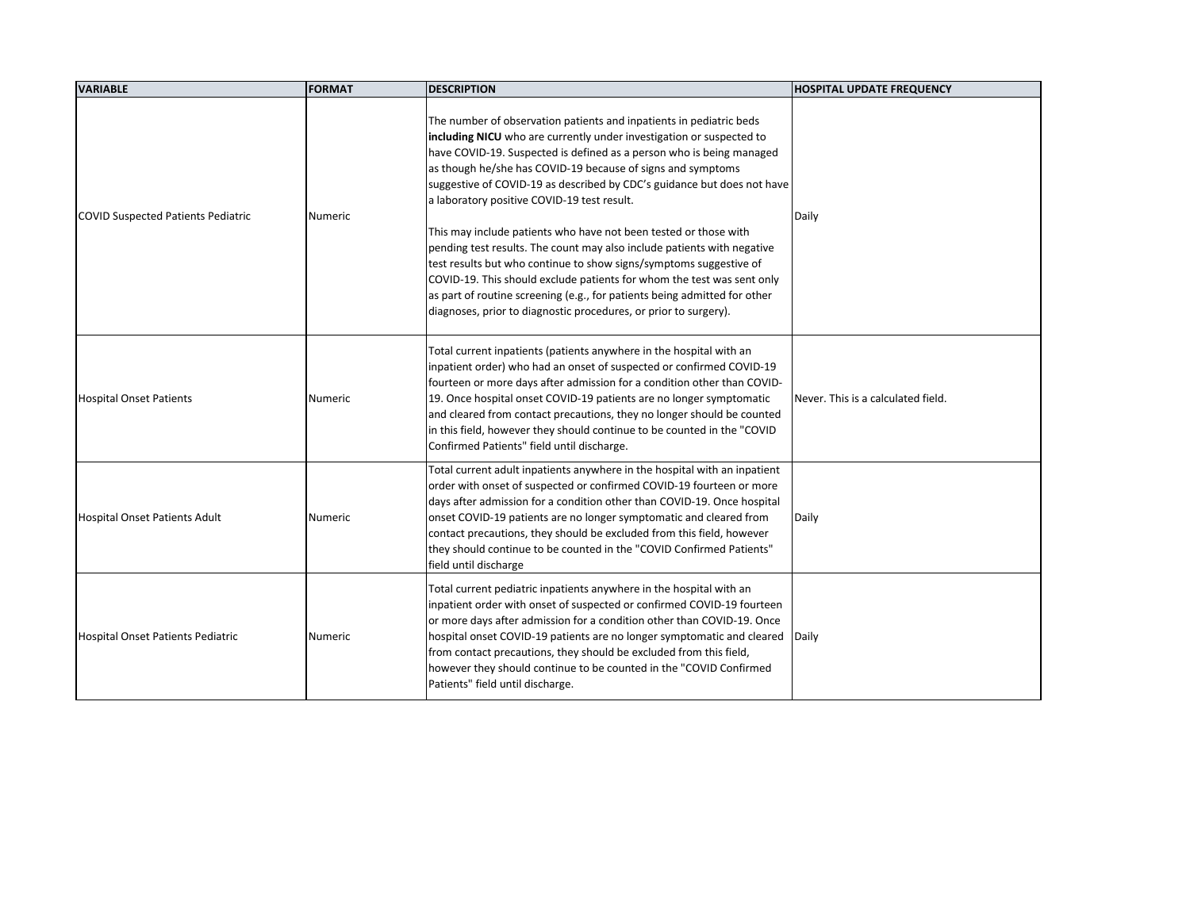| VARIABLE | FORMAT | DESCRIPTION | HOSPITAL UPDATE FREQUENCY |
| --- | --- | --- | --- |
| COVID Suspected Patients Pediatric | Numeric | The number of observation patients and inpatients in pediatric beds **including NICU** who are currently under investigation or suspected to have COVID-19. Suspected is defined as a person who is being managed as though he/she has COVID-19 because of signs and symptoms suggestive of COVID-19 as described by CDC's guidance but does not have a laboratory positive COVID-19 test result.<br><br>This may include patients who have not been tested or those with pending test results. The count may also include patients with negative test results but who continue to show signs/symptoms suggestive of COVID-19. This should exclude patients for whom the test was sent only as part of routine screening (e.g., for patients being admitted for other diagnoses, prior to diagnostic procedures, or prior to surgery). | Daily |
| Hospital Onset Patients | Numeric | Total current inpatients (patients anywhere in the hospital with an inpatient order) who had an onset of suspected or confirmed COVID-19 fourteen or more days after admission for a condition other than COVID-19. Once hospital onset COVID-19 patients are no longer symptomatic and cleared from contact precautions, they no longer should be counted in this field, however they should continue to be counted in the "COVID Confirmed Patients" field until discharge. | Never. This is a calculated field. |
| Hospital Onset Patients Adult | Numeric | Total current adult inpatients anywhere in the hospital with an inpatient order with onset of suspected or confirmed COVID-19 fourteen or more days after admission for a condition other than COVID-19. Once hospital onset COVID-19 patients are no longer symptomatic and cleared from contact precautions, they should be excluded from this field, however they should continue to be counted in the "COVID Confirmed Patients" field until discharge | Daily |
| Hospital Onset Patients Pediatric | Numeric | Total current pediatric inpatients anywhere in the hospital with an inpatient order with onset of suspected or confirmed COVID-19 fourteen or more days after admission for a condition other than COVID-19. Once hospital onset COVID-19 patients are no longer symptomatic and cleared from contact precautions, they should be excluded from this field, however they should continue to be counted in the "COVID Confirmed Patients" field until discharge. | Daily |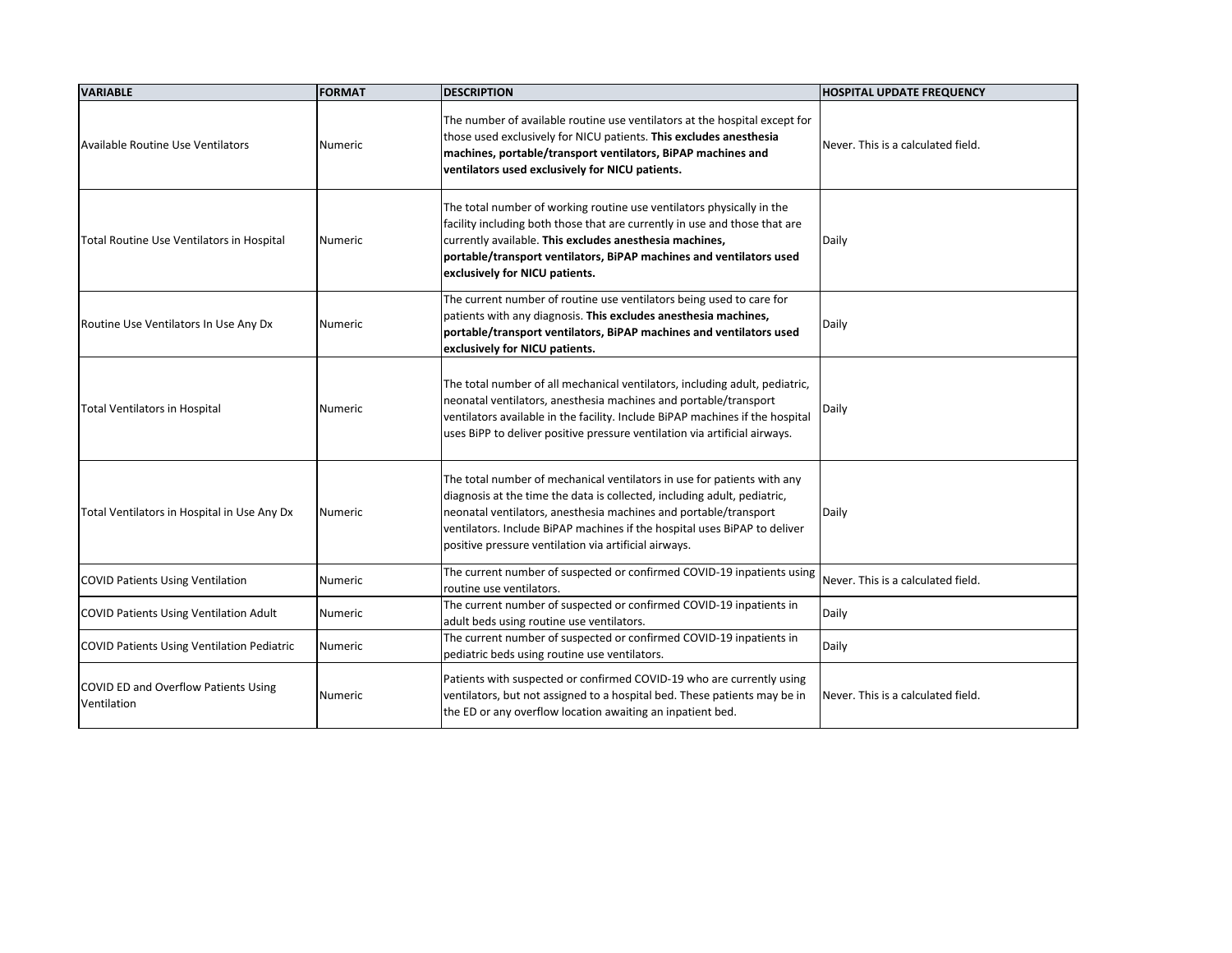| VARIABLE | FORMAT | DESCRIPTION | HOSPITAL UPDATE FREQUENCY |
| --- | --- | --- | --- |
| Available Routine Use Ventilators | Numeric | The number of available routine use ventilators at the hospital except for those used exclusively for NICU patients. **This excludes anesthesia machines, portable/transport ventilators, BiPAP machines and ventilators used exclusively for NICU patients.** | Never. This is a calculated field. |
| Total Routine Use Ventilators in Hospital | Numeric | The total number of working routine use ventilators physically in the facility including both those that are currently in use and those that are currently available. **This excludes anesthesia machines, portable/transport ventilators, BiPAP machines and ventilators used exclusively for NICU patients.** | Daily |
| Routine Use Ventilators In Use Any Dx | Numeric | The current number of routine use ventilators being used to care for patients with any diagnosis. **This excludes anesthesia machines, portable/transport ventilators, BiPAP machines and ventilators used exclusively for NICU patients.** | Daily |
| Total Ventilators in Hospital | Numeric | The total number of all mechanical ventilators, including adult, pediatric, neonatal ventilators, anesthesia machines and portable/transport ventilators available in the facility. Include BiPAP machines if the hospital uses BiPP to deliver positive pressure ventilation via artificial airways. | Daily |
| Total Ventilators in Hospital in Use Any Dx | Numeric | The total number of mechanical ventilators in use for patients with any diagnosis at the time the data is collected, including adult, pediatric, neonatal ventilators, anesthesia machines and portable/transport ventilators. Include BiPAP machines if the hospital uses BiPAP to deliver positive pressure ventilation via artificial airways. | Daily |
| COVID Patients Using Ventilation | Numeric | The current number of suspected or confirmed COVID-19 inpatients using routine use ventilators. | Never. This is a calculated field. |
| COVID Patients Using Ventilation Adult | Numeric | The current number of suspected or confirmed COVID-19 inpatients in adult beds using routine use ventilators. | Daily |
| COVID Patients Using Ventilation Pediatric | Numeric | The current number of suspected or confirmed COVID-19 inpatients in pediatric beds using routine use ventilators. | Daily |
| COVID ED and Overflow Patients Using Ventilation | Numeric | Patients with suspected or confirmed COVID-19 who are currently using ventilators, but not assigned to a hospital bed. These patients may be in the ED or any overflow location awaiting an inpatient bed. | Never. This is a calculated field. |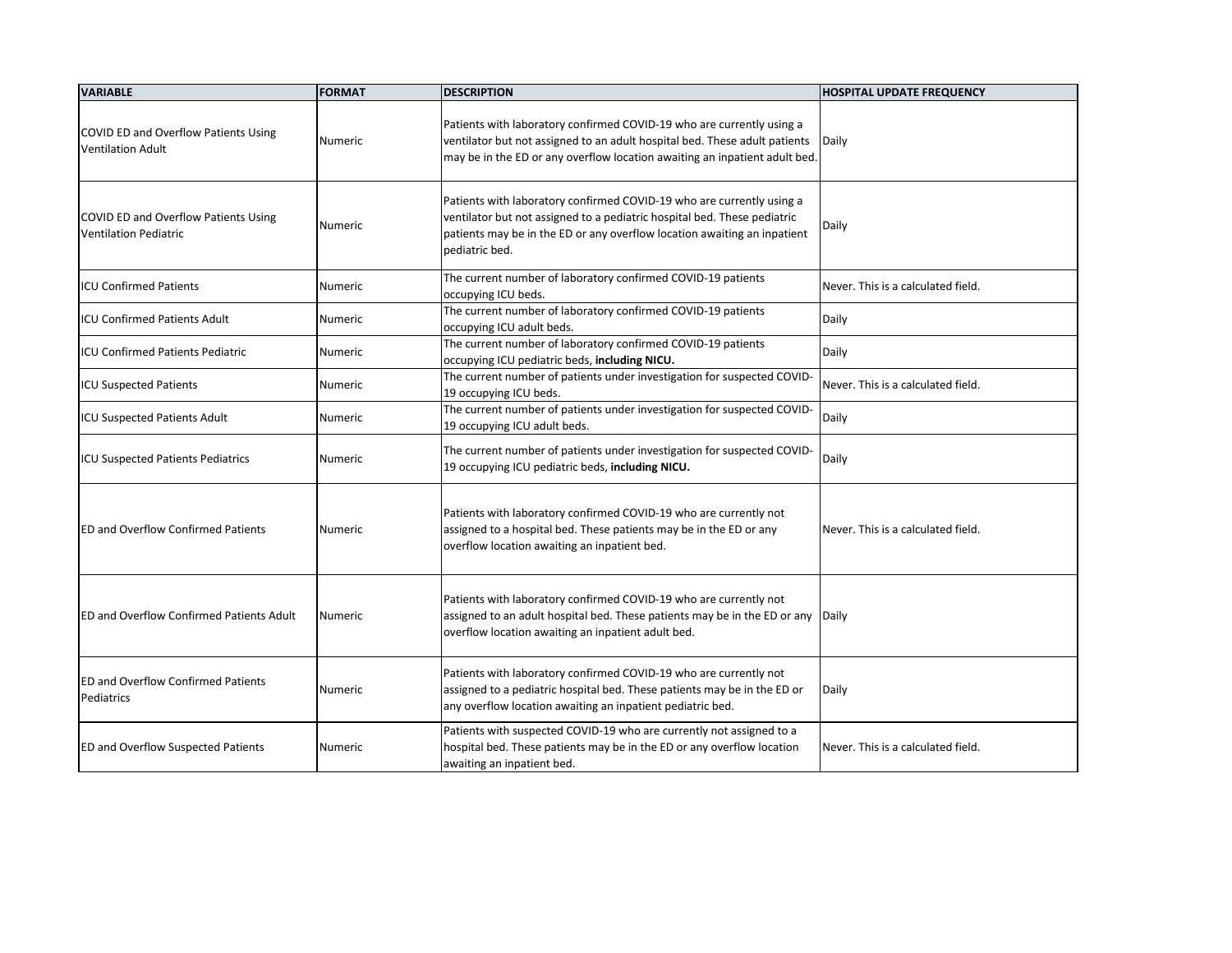| VARIABLE | FORMAT | DESCRIPTION | HOSPITAL UPDATE FREQUENCY |
|---|---|---|---|
| COVID ED and Overflow Patients Using Ventilation Adult | Numeric | Patients with laboratory confirmed COVID-19 who are currently using a ventilator but not assigned to an adult hospital bed. These adult patients may be in the ED or any overflow location awaiting an inpatient adult bed. | Daily |
| COVID ED and Overflow Patients Using Ventilation Pediatric | Numeric | Patients with laboratory confirmed COVID-19 who are currently using a ventilator but not assigned to a pediatric hospital bed. These pediatric patients may be in the ED or any overflow location awaiting an inpatient pediatric bed. | Daily |
| ICU Confirmed Patients | Numeric | The current number of laboratory confirmed COVID-19 patients occupying ICU beds. | Never. This is a calculated field. |
| ICU Confirmed Patients Adult | Numeric | The current number of laboratory confirmed COVID-19 patients occupying ICU adult beds. | Daily |
| ICU Confirmed Patients Pediatric | Numeric | The current number of laboratory confirmed COVID-19 patients occupying ICU pediatric beds, **including NICU.** | Daily |
| ICU Suspected Patients | Numeric | The current number of patients under investigation for suspected COVID-19 occupying ICU beds. | Never. This is a calculated field. |
| ICU Suspected Patients Adult | Numeric | The current number of patients under investigation for suspected COVID-19 occupying ICU adult beds. | Daily |
| ICU Suspected Patients Pediatrics | Numeric | The current number of patients under investigation for suspected COVID-19 occupying ICU pediatric beds, **including NICU.** | Daily |
| ED and Overflow Confirmed Patients | Numeric | Patients with laboratory confirmed COVID-19 who are currently not assigned to a hospital bed. These patients may be in the ED or any overflow location awaiting an inpatient bed. | Never. This is a calculated field. |
| ED and Overflow Confirmed Patients Adult | Numeric | Patients with laboratory confirmed COVID-19 who are currently not assigned to an adult hospital bed. These patients may be in the ED or any overflow location awaiting an inpatient adult bed. | Daily |
| ED and Overflow Confirmed Patients Pediatrics | Numeric | Patients with laboratory confirmed COVID-19 who are currently not assigned to a pediatric hospital bed. These patients may be in the ED or any overflow location awaiting an inpatient pediatric bed. | Daily |
| ED and Overflow Suspected Patients | Numeric | Patients with suspected COVID-19 who are currently not assigned to a hospital bed. These patients may be in the ED or any overflow location awaiting an inpatient bed. | Never. This is a calculated field. |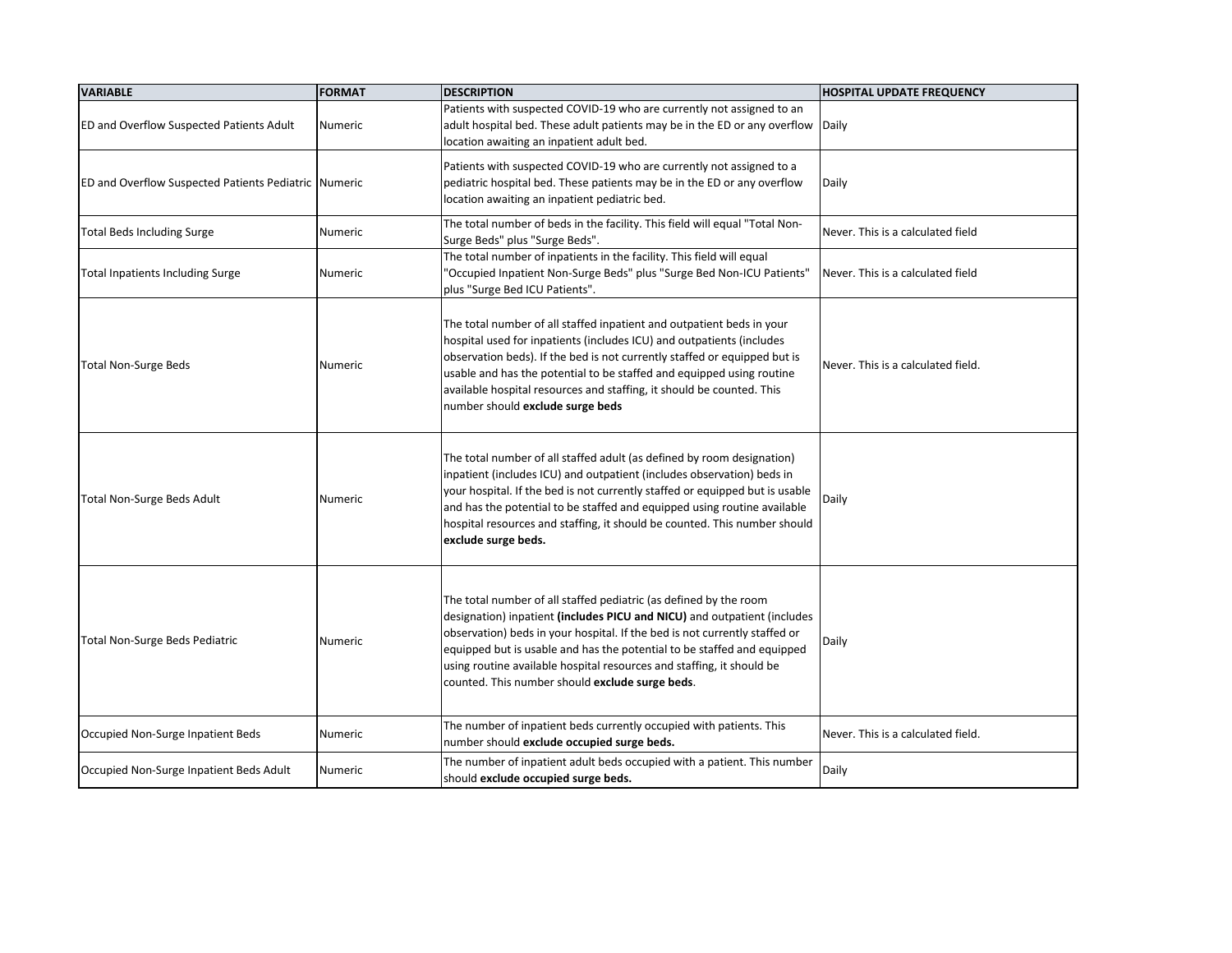| VARIABLE | FORMAT | DESCRIPTION | HOSPITAL UPDATE FREQUENCY |
|---|---|---|---|
| ED and Overflow Suspected Patients Adult | Numeric | Patients with suspected COVID-19 who are currently not assigned to an adult hospital bed. These adult patients may be in the ED or any overflow location awaiting an inpatient adult bed. | Daily |
| ED and Overflow Suspected Patients Pediatric | Numeric | Patients with suspected COVID-19 who are currently not assigned to a pediatric hospital bed. These patients may be in the ED or any overflow location awaiting an inpatient pediatric bed. | Daily |
| Total Beds Including Surge | Numeric | The total number of beds in the facility. This field will equal "Total Non-Surge Beds" plus "Surge Beds". | Never. This is a calculated field |
| Total Inpatients Including Surge | Numeric | The total number of inpatients in the facility. This field will equal "Occupied Inpatient Non-Surge Beds" plus "Surge Bed Non-ICU Patients" plus "Surge Bed ICU Patients". | Never. This is a calculated field |
| Total Non-Surge Beds | Numeric | The total number of all staffed inpatient and outpatient beds in your hospital used for inpatients (includes ICU) and outpatients (includes observation beds). If the bed is not currently staffed or equipped but is usable and has the potential to be staffed and equipped using routine available hospital resources and staffing, it should be counted. This number should **exclude surge beds** | Never. This is a calculated field. |
| Total Non-Surge Beds Adult | Numeric | The total number of all staffed adult (as defined by room designation) inpatient (includes ICU) and outpatient (includes observation) beds in your hospital. If the bed is not currently staffed or equipped but is usable and has the potential to be staffed and equipped using routine available hospital resources and staffing, it should be counted. This number should **exclude surge beds.** | Daily |
| Total Non-Surge Beds Pediatric | Numeric | The total number of all staffed pediatric (as defined by the room designation) inpatient **(includes PICU and NICU)** and outpatient (includes observation) beds in your hospital. If the bed is not currently staffed or equipped but is usable and has the potential to be staffed and equipped using routine available hospital resources and staffing, it should be counted. This number should **exclude surge beds**. | Daily |
| Occupied Non-Surge Inpatient Beds | Numeric | The number of inpatient beds currently occupied with patients. This number should **exclude occupied surge beds.** | Never. This is a calculated field. |
| Occupied Non-Surge Inpatient Beds Adult | Numeric | The number of inpatient adult beds occupied with a patient. This number should **exclude occupied surge beds.** | Daily |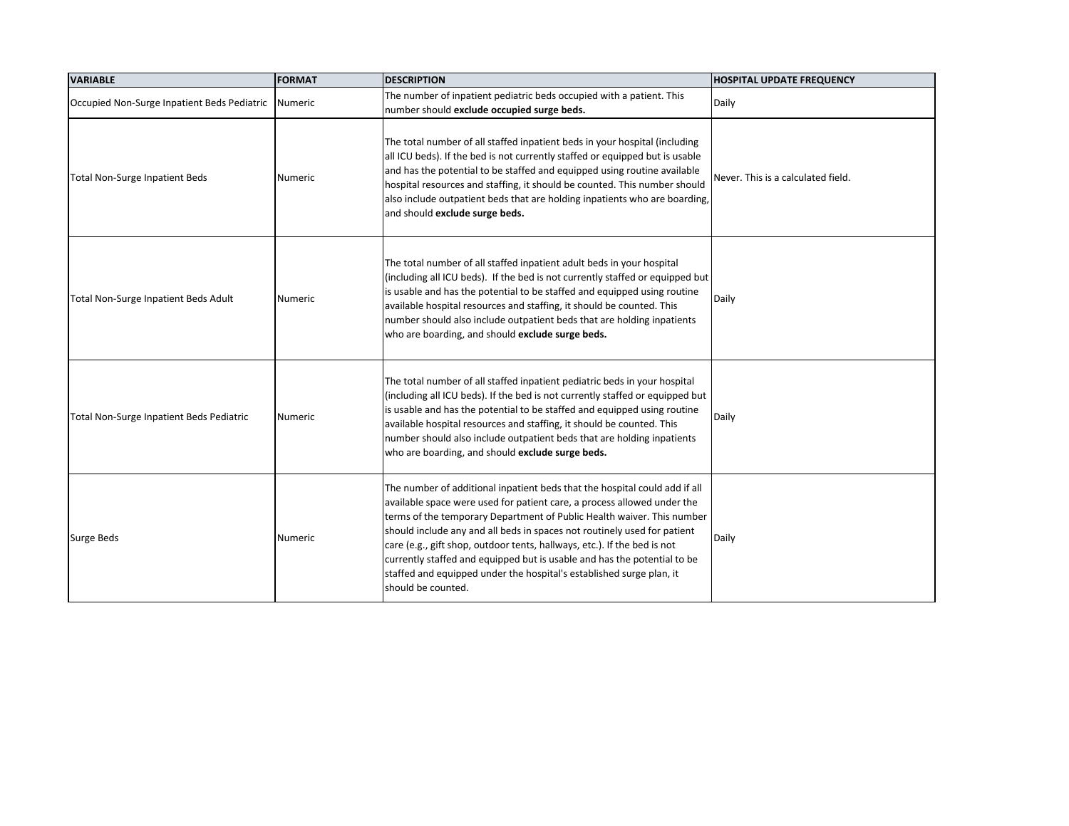| VARIABLE | FORMAT | DESCRIPTION | HOSPITAL UPDATE FREQUENCY |
| --- | --- | --- | --- |
| Occupied Non-Surge Inpatient Beds Pediatric | Numeric | The number of inpatient pediatric beds occupied with a patient. This number should **exclude occupied surge beds.** | Daily |
| Total Non-Surge Inpatient Beds | Numeric | The total number of all staffed inpatient beds in your hospital (including all ICU beds). If the bed is not currently staffed or equipped but is usable and has the potential to be staffed and equipped using routine available hospital resources and staffing, it should be counted. This number should also include outpatient beds that are holding inpatients who are boarding, and should **exclude surge beds.** | Never. This is a calculated field. |
| Total Non-Surge Inpatient Beds Adult | Numeric | The total number of all staffed inpatient adult beds in your hospital (including all ICU beds). If the bed is not currently staffed or equipped but is usable and has the potential to be staffed and equipped using routine available hospital resources and staffing, it should be counted. This number should also include outpatient beds that are holding inpatients who are boarding, and should **exclude surge beds.** | Daily |
| Total Non-Surge Inpatient Beds Pediatric | Numeric | The total number of all staffed inpatient pediatric beds in your hospital (including all ICU beds). If the bed is not currently staffed or equipped but is usable and has the potential to be staffed and equipped using routine available hospital resources and staffing, it should be counted. This number should also include outpatient beds that are holding inpatients who are boarding, and should **exclude surge beds.** | Daily |
| Surge Beds | Numeric | The number of additional inpatient beds that the hospital could add if all available space were used for patient care, a process allowed under the terms of the temporary Department of Public Health waiver. This number should include any and all beds in spaces not routinely used for patient care (e.g., gift shop, outdoor tents, hallways, etc.). If the bed is not currently staffed and equipped but is usable and has the potential to be staffed and equipped under the hospital's established surge plan, it should be counted. | Daily |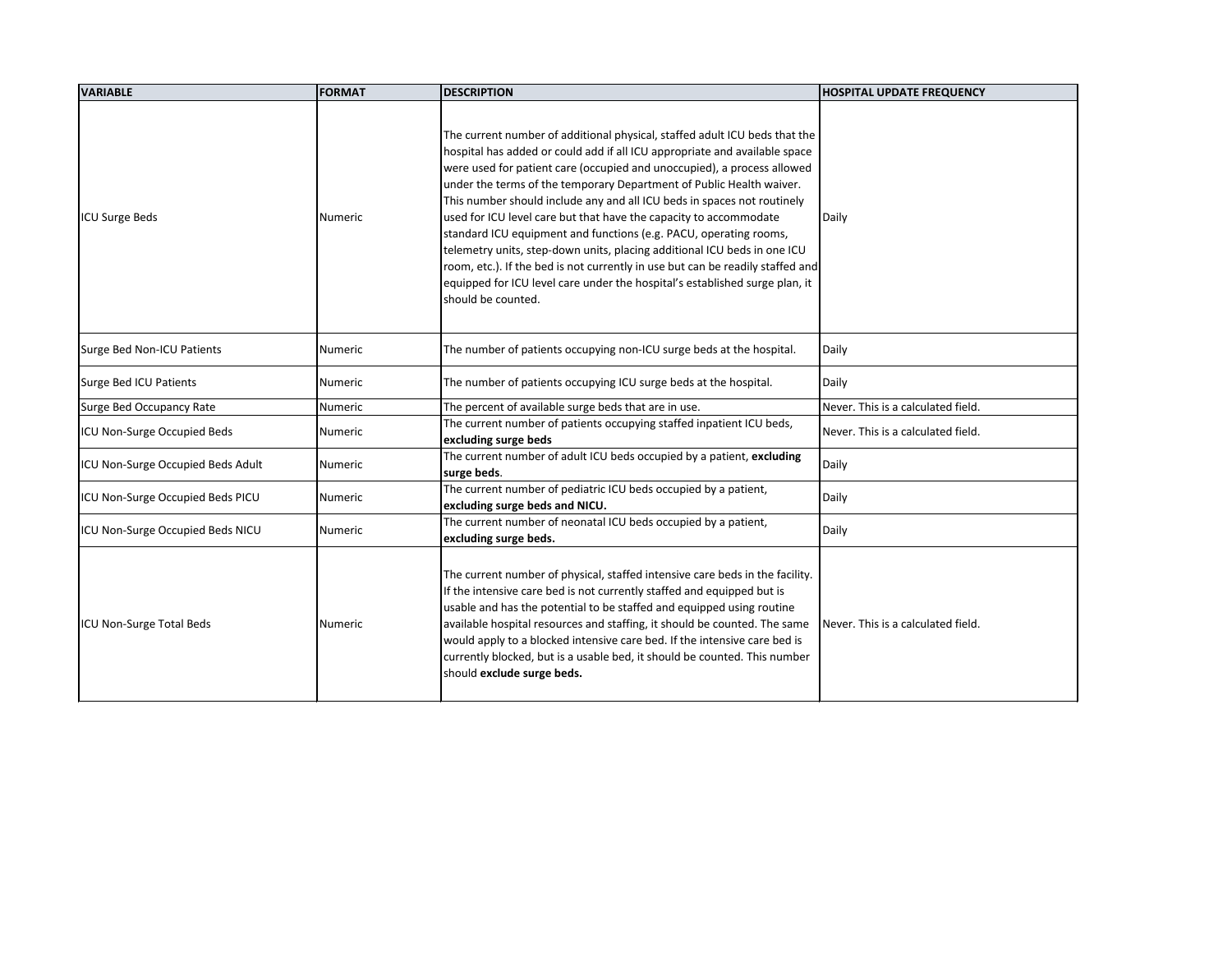| VARIABLE | FORMAT | DESCRIPTION | HOSPITAL UPDATE FREQUENCY |
|---|---|---|---|
| ICU Surge Beds | Numeric | The current number of additional physical, staffed adult ICU beds that the hospital has added or could add if all ICU appropriate and available space were used for patient care (occupied and unoccupied), a process allowed under the terms of the temporary Department of Public Health waiver. This number should include any and all ICU beds in spaces not routinely used for ICU level care but that have the capacity to accommodate standard ICU equipment and functions (e.g. PACU, operating rooms, telemetry units, step-down units, placing additional ICU beds in one ICU room, etc.). If the bed is not currently in use but can be readily staffed and equipped for ICU level care under the hospital's established surge plan, it should be counted. | Daily |
| Surge Bed Non-ICU Patients | Numeric | The number of patients occupying non-ICU surge beds at the hospital. | Daily |
| Surge Bed ICU Patients | Numeric | The number of patients occupying ICU surge beds at the hospital. | Daily |
| Surge Bed Occupancy Rate | Numeric | The percent of available surge beds that are in use. | Never. This is a calculated field. |
| ICU Non-Surge Occupied Beds | Numeric | The current number of patients occupying staffed inpatient ICU beds, **excluding surge beds** | Never. This is a calculated field. |
| ICU Non-Surge Occupied Beds Adult | Numeric | The current number of adult ICU beds occupied by a patient, **excluding surge beds**. | Daily |
| ICU Non-Surge Occupied Beds PICU | Numeric | The current number of pediatric ICU beds occupied by a patient, **excluding surge beds and NICU.** | Daily |
| ICU Non-Surge Occupied Beds NICU | Numeric | The current number of neonatal ICU beds occupied by a patient, **excluding surge beds.** | Daily |
| ICU Non-Surge Total Beds | Numeric | The current number of physical, staffed intensive care beds in the facility. If the intensive care bed is not currently staffed and equipped but is usable and has the potential to be staffed and equipped using routine available hospital resources and staffing, it should be counted. The same would apply to a blocked intensive care bed. If the intensive care bed is currently blocked, but is a usable bed, it should be counted. This number should **exclude surge beds.** | Never. This is a calculated field. |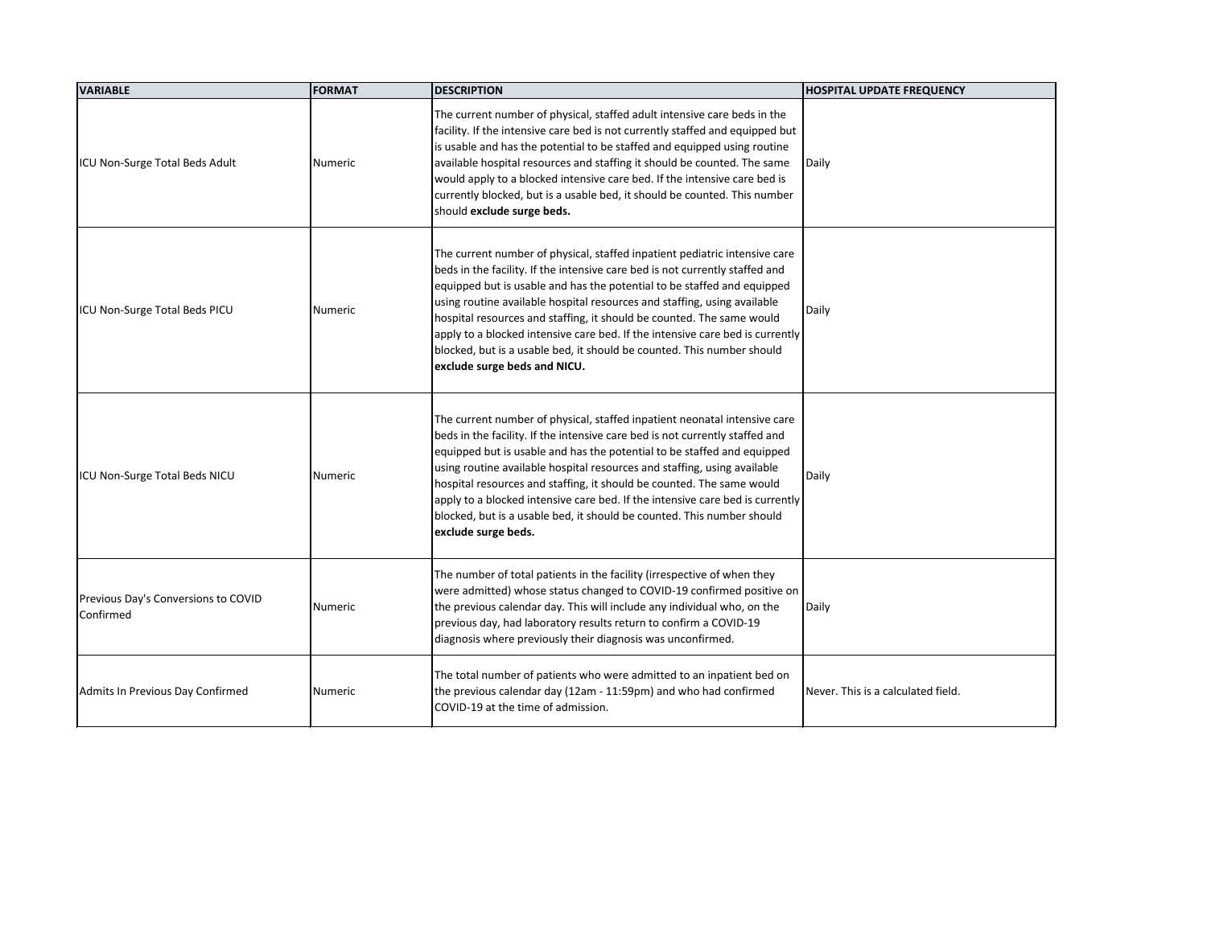| VARIABLE | FORMAT | DESCRIPTION | HOSPITAL UPDATE FREQUENCY |
| --- | --- | --- | --- |
| ICU Non-Surge Total Beds Adult | Numeric | The current number of physical, staffed adult intensive care beds in the facility. If the intensive care bed is not currently staffed and equipped but is usable and has the potential to be staffed and equipped using routine available hospital resources and staffing it should be counted. The same would apply to a blocked intensive care bed. If the intensive care bed is currently blocked, but is a usable bed, it should be counted. This number should **exclude surge beds.** | Daily |
| ICU Non-Surge Total Beds PICU | Numeric | The current number of physical, staffed inpatient pediatric intensive care beds in the facility. If the intensive care bed is not currently staffed and equipped but is usable and has the potential to be staffed and equipped using routine available hospital resources and staffing, using available hospital resources and staffing, it should be counted. The same would apply to a blocked intensive care bed. If the intensive care bed is currently blocked, but is a usable bed, it should be counted. This number should **exclude surge beds and NICU.** | Daily |
| ICU Non-Surge Total Beds NICU | Numeric | The current number of physical, staffed inpatient neonatal intensive care beds in the facility. If the intensive care bed is not currently staffed and equipped but is usable and has the potential to be staffed and equipped using routine available hospital resources and staffing, using available hospital resources and staffing, it should be counted. The same would apply to a blocked intensive care bed. If the intensive care bed is currently blocked, but is a usable bed, it should be counted. This number should **exclude surge beds.** | Daily |
| Previous Day's Conversions to COVID Confirmed | Numeric | The number of total patients in the facility (irrespective of when they were admitted) whose status changed to COVID-19 confirmed positive on the previous calendar day. This will include any individual who, on the previous day, had laboratory results return to confirm a COVID-19 diagnosis where previously their diagnosis was unconfirmed. | Daily |
| Admits In Previous Day Confirmed | Numeric | The total number of patients who were admitted to an inpatient bed on the previous calendar day (12am - 11:59pm) and who had confirmed COVID-19 at the time of admission. | Never. This is a calculated field. |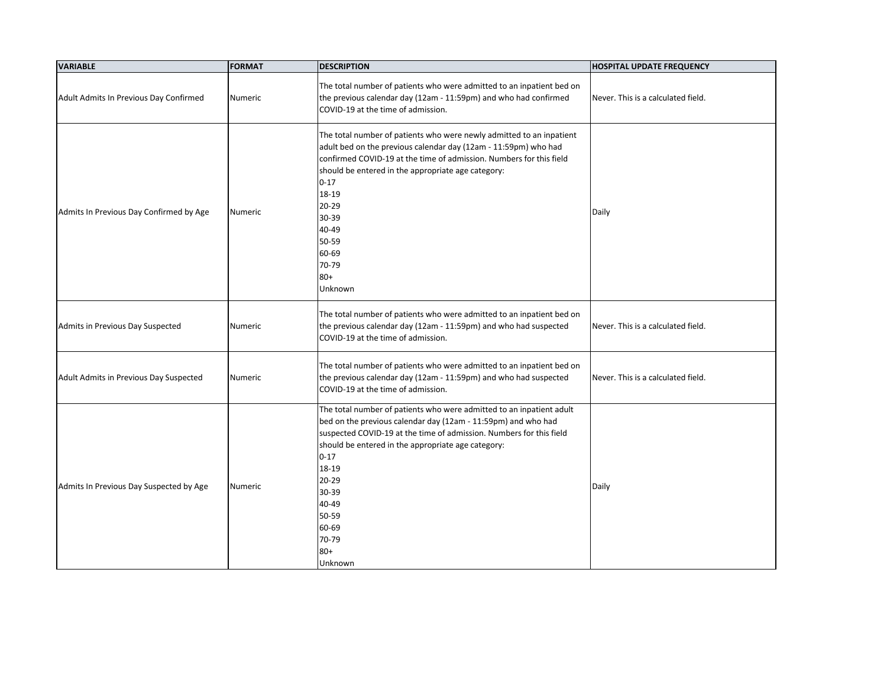| VARIABLE | FORMAT | DESCRIPTION | HOSPITAL UPDATE FREQUENCY |
|---|---|---|---|
| Adult Admits In Previous Day Confirmed | Numeric | The total number of patients who were admitted to an inpatient bed on the previous calendar day (12am - 11:59pm) and who had confirmed COVID-19 at the time of admission. | Never. This is a calculated field. |
| Admits In Previous Day Confirmed by Age | Numeric | The total number of patients who were newly admitted to an inpatient adult bed on the previous calendar day (12am - 11:59pm) who had confirmed COVID-19 at the time of admission. Numbers for this field should be entered in the appropriate age category:<br>0-17<br>18-19<br>20-29<br>30-39<br>40-49<br>50-59<br>60-69<br>70-79<br>80+<br>Unknown | Daily |
| Admits in Previous Day Suspected | Numeric | The total number of patients who were admitted to an inpatient bed on the previous calendar day (12am - 11:59pm) and who had suspected COVID-19 at the time of admission. | Never. This is a calculated field. |
| Adult Admits in Previous Day Suspected | Numeric | The total number of patients who were admitted to an inpatient bed on the previous calendar day (12am - 11:59pm) and who had suspected COVID-19 at the time of admission. | Never. This is a calculated field. |
| Admits In Previous Day Suspected by Age | Numeric | The total number of patients who were admitted to an inpatient adult bed on the previous calendar day (12am - 11:59pm) and who had suspected COVID-19 at the time of admission. Numbers for this field should be entered in the appropriate age category:<br>0-17<br>18-19<br>20-29<br>30-39<br>40-49<br>50-59<br>60-69<br>70-79<br>80+<br>Unknown | Daily |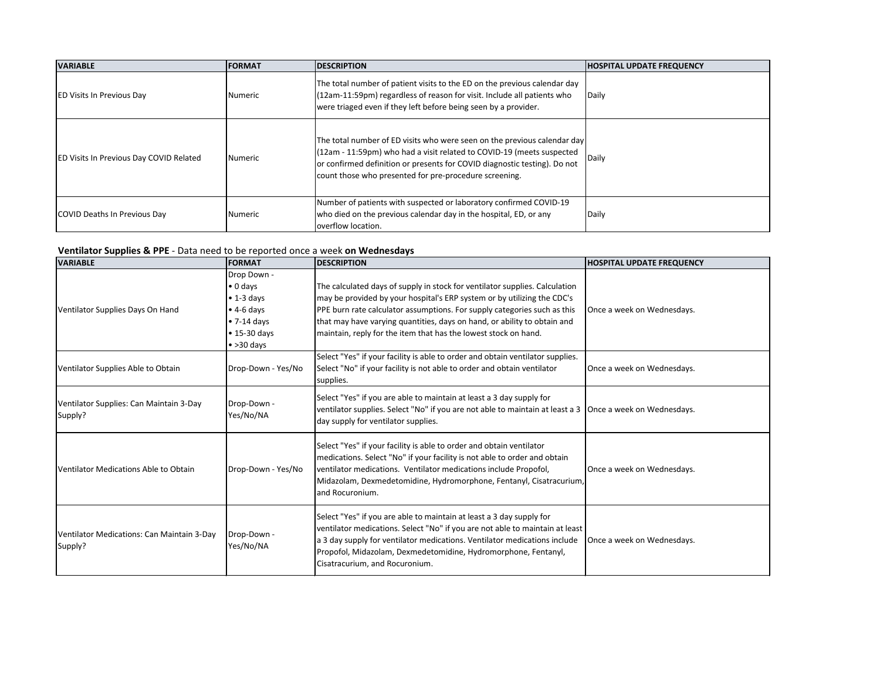| VARIABLE | FORMAT | DESCRIPTION | HOSPITAL UPDATE FREQUENCY |
| --- | --- | --- | --- |
| ED Visits In Previous Day | Numeric | The total number of patient visits to the ED on the previous calendar day (12am-11:59pm) regardless of reason for visit. Include all patients who were triaged even if they left before being seen by a provider. | Daily |
| ED Visits In Previous Day COVID Related | Numeric | The total number of ED visits who were seen on the previous calendar day (12am - 11:59pm) who had a visit related to COVID-19 (meets suspected or confirmed definition or presents for COVID diagnostic testing). Do not count those who presented for pre-procedure screening. | Daily |
| COVID Deaths In Previous Day | Numeric | Number of patients with suspected or laboratory confirmed COVID-19 who died on the previous calendar day in the hospital, ED, or any overflow location. | Daily |

**Ventilator Supplies & PPE** - Data need to be reported once a week **on Wednesdays**

| VARIABLE | FORMAT | DESCRIPTION | HOSPITAL UPDATE FREQUENCY |
| --- | --- | --- | --- |
| Ventilator Supplies Days On Hand | Drop Down - • 0 days • 1-3 days • 4-6 days • 7-14 days • 15-30 days • >30 days | The calculated days of supply in stock for ventilator supplies. Calculation may be provided by your hospital's ERP system or by utilizing the CDC's PPE burn rate calculator assumptions. For supply categories such as this that may have varying quantities, days on hand, or ability to obtain and maintain, reply for the item that has the lowest stock on hand. | Once a week on Wednesdays. |
| Ventilator Supplies Able to Obtain | Drop-Down - Yes/No | Select "Yes" if your facility is able to order and obtain ventilator supplies. Select "No" if your facility is not able to order and obtain ventilator supplies. | Once a week on Wednesdays. |
| Ventilator Supplies: Can Maintain 3-Day Supply? | Drop-Down - Yes/No/NA | Select "Yes" if you are able to maintain at least a 3 day supply for ventilator supplies. Select "No" if you are not able to maintain at least a 3 day supply for ventilator supplies. | Once a week on Wednesdays. |
| Ventilator Medications Able to Obtain | Drop-Down - Yes/No | Select "Yes" if your facility is able to order and obtain ventilator medications. Select "No" if your facility is not able to order and obtain ventilator medications. Ventilator medications include Propofol, Midazolam, Dexmedetomidine, Hydromorphone, Fentanyl, Cisatracurium, and Rocuronium. | Once a week on Wednesdays. |
| Ventilator Medications: Can Maintain 3-Day Supply? | Drop-Down - Yes/No/NA | Select "Yes" if you are able to maintain at least a 3 day supply for ventilator medications. Select "No" if you are not able to maintain at least a 3 day supply for ventilator medications. Ventilator medications include Propofol, Midazolam, Dexmedetomidine, Hydromorphone, Fentanyl, Cisatracurium, and Rocuronium. | Once a week on Wednesdays. |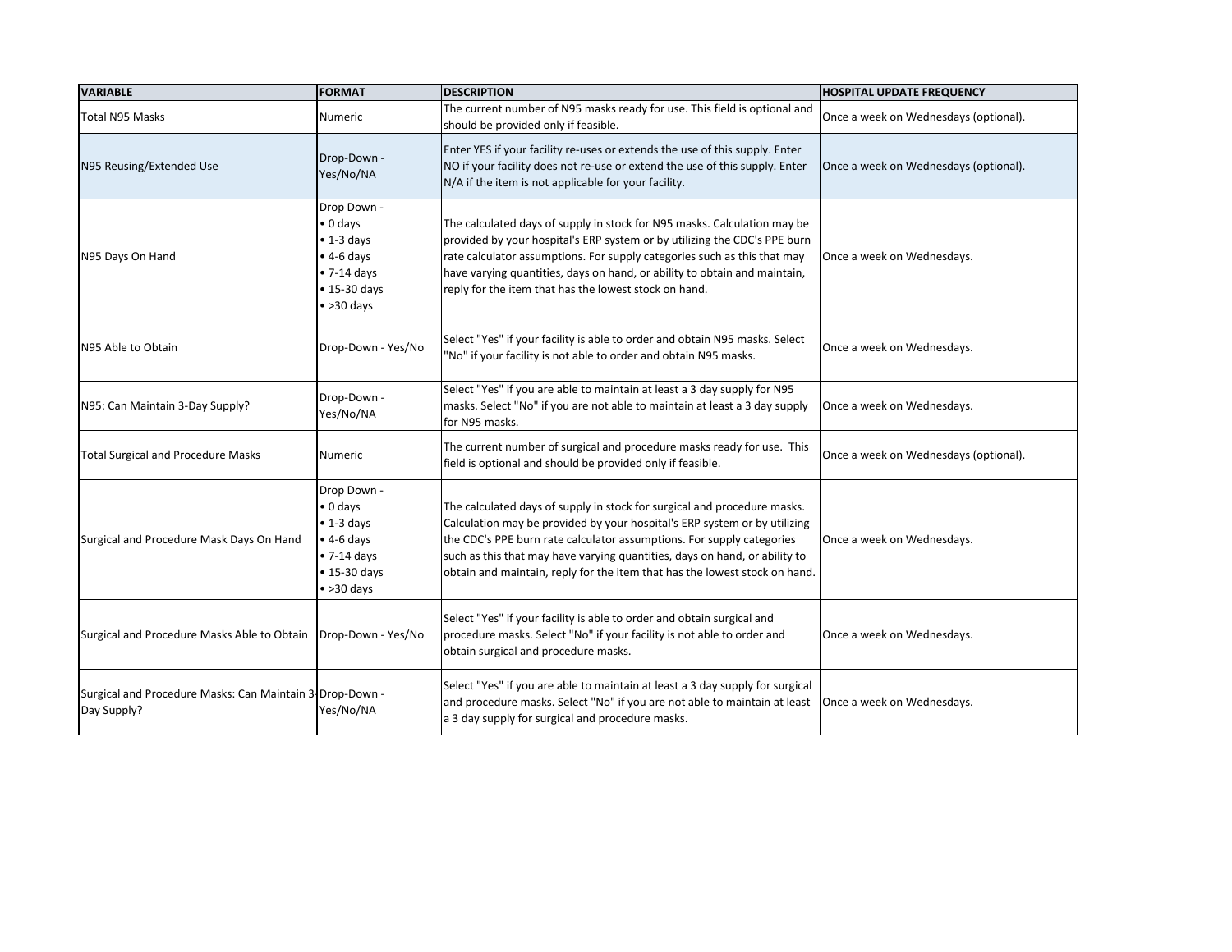| VARIABLE | FORMAT | DESCRIPTION | HOSPITAL UPDATE FREQUENCY |
|---|---|---|---|
| Total N95 Masks | Numeric | The current number of N95 masks ready for use. This field is optional and should be provided only if feasible. | Once a week on Wednesdays (optional). |
| N95 Reusing/Extended Use | Drop-Down - Yes/No/NA | Enter YES if your facility re-uses or extends the use of this supply. Enter NO if your facility does not re-use or extend the use of this supply. Enter N/A if the item is not applicable for your facility. | Once a week on Wednesdays (optional). |
| N95 Days On Hand | Drop Down - • 0 days • 1-3 days • 4-6 days • 7-14 days • 15-30 days • >30 days | The calculated days of supply in stock for N95 masks. Calculation may be provided by your hospital's ERP system or by utilizing the CDC's PPE burn rate calculator assumptions. For supply categories such as this that may have varying quantities, days on hand, or ability to obtain and maintain, reply for the item that has the lowest stock on hand. | Once a week on Wednesdays. |
| N95 Able to Obtain | Drop-Down - Yes/No | Select "Yes" if your facility is able to order and obtain N95 masks. Select "No" if your facility is not able to order and obtain N95 masks. | Once a week on Wednesdays. |
| N95: Can Maintain 3-Day Supply? | Drop-Down - Yes/No/NA | Select "Yes" if you are able to maintain at least a 3 day supply for N95 masks. Select "No" if you are not able to maintain at least a 3 day supply for N95 masks. | Once a week on Wednesdays. |
| Total Surgical and Procedure Masks | Numeric | The current number of surgical and procedure masks ready for use. This field is optional and should be provided only if feasible. | Once a week on Wednesdays (optional). |
| Surgical and Procedure Mask Days On Hand | Drop Down - • 0 days • 1-3 days • 4-6 days • 7-14 days • 15-30 days • >30 days | The calculated days of supply in stock for surgical and procedure masks. Calculation may be provided by your hospital's ERP system or by utilizing the CDC's PPE burn rate calculator assumptions. For supply categories such as this that may have varying quantities, days on hand, or ability to obtain and maintain, reply for the item that has the lowest stock on hand. | Once a week on Wednesdays. |
| Surgical and Procedure Masks Able to Obtain | Drop-Down - Yes/No | Select "Yes" if your facility is able to order and obtain surgical and procedure masks. Select "No" if your facility is not able to order and obtain surgical and procedure masks. | Once a week on Wednesdays. |
| Surgical and Procedure Masks: Can Maintain 3-Day Supply? | Drop-Down - Yes/No/NA | Select "Yes" if you are able to maintain at least a 3 day supply for surgical and procedure masks. Select "No" if you are not able to maintain at least a 3 day supply for surgical and procedure masks. | Once a week on Wednesdays. |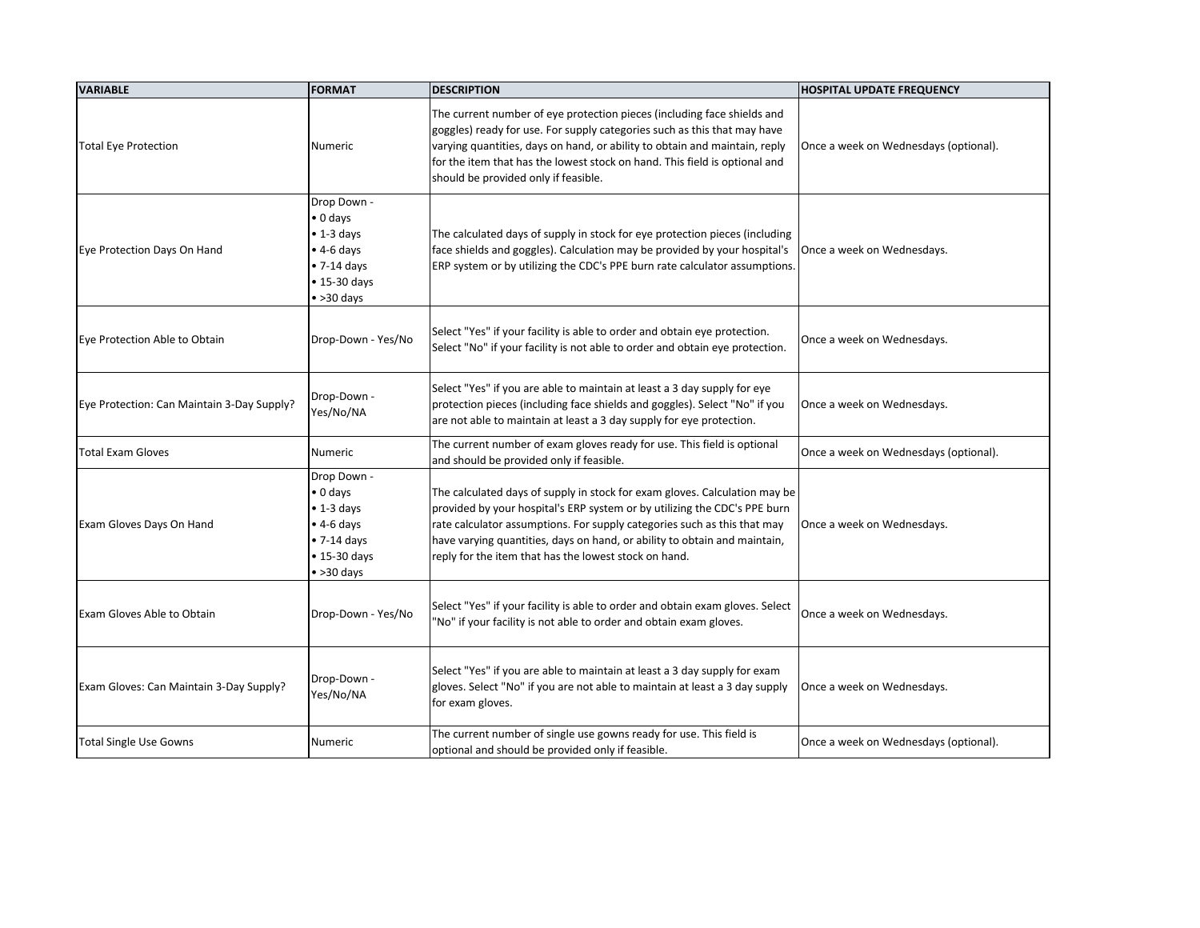| VARIABLE | FORMAT | DESCRIPTION | HOSPITAL UPDATE FREQUENCY |
|---|---|---|---|
| Total Eye Protection | Numeric | The current number of eye protection pieces (including face shields and goggles) ready for use. For supply categories such as this that may have varying quantities, days on hand, or ability to obtain and maintain, reply for the item that has the lowest stock on hand. This field is optional and should be provided only if feasible. | Once a week on Wednesdays (optional). |
| Eye Protection Days On Hand | Drop Down - • 0 days • 1-3 days • 4-6 days • 7-14 days • 15-30 days • >30 days | The calculated days of supply in stock for eye protection pieces (including face shields and goggles). Calculation may be provided by your hospital's ERP system or by utilizing the CDC's PPE burn rate calculator assumptions. | Once a week on Wednesdays. |
| Eye Protection Able to Obtain | Drop-Down - Yes/No | Select "Yes" if your facility is able to order and obtain eye protection. Select "No" if your facility is not able to order and obtain eye protection. | Once a week on Wednesdays. |
| Eye Protection: Can Maintain 3-Day Supply? | Drop-Down - Yes/No/NA | Select "Yes" if you are able to maintain at least a 3 day supply for eye protection pieces (including face shields and goggles). Select "No" if you are not able to maintain at least a 3 day supply for eye protection. | Once a week on Wednesdays. |
| Total Exam Gloves | Numeric | The current number of exam gloves ready for use. This field is optional and should be provided only if feasible. | Once a week on Wednesdays (optional). |
| Exam Gloves Days On Hand | Drop Down - • 0 days • 1-3 days • 4-6 days • 7-14 days • 15-30 days • >30 days | The calculated days of supply in stock for exam gloves. Calculation may be provided by your hospital's ERP system or by utilizing the CDC's PPE burn rate calculator assumptions. For supply categories such as this that may have varying quantities, days on hand, or ability to obtain and maintain, reply for the item that has the lowest stock on hand. | Once a week on Wednesdays. |
| Exam Gloves Able to Obtain | Drop-Down - Yes/No | Select "Yes" if your facility is able to order and obtain exam gloves. Select "No" if your facility is not able to order and obtain exam gloves. | Once a week on Wednesdays. |
| Exam Gloves: Can Maintain 3-Day Supply? | Drop-Down - Yes/No/NA | Select "Yes" if you are able to maintain at least a 3 day supply for exam gloves. Select "No" if you are not able to maintain at least a 3 day supply for exam gloves. | Once a week on Wednesdays. |
| Total Single Use Gowns | Numeric | The current number of single use gowns ready for use. This field is optional and should be provided only if feasible. | Once a week on Wednesdays (optional). |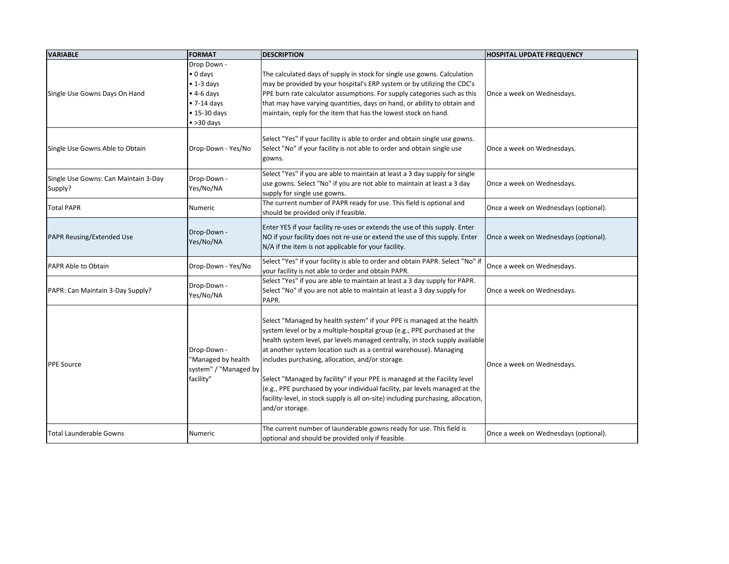| VARIABLE | FORMAT | DESCRIPTION | HOSPITAL UPDATE FREQUENCY |
|---|---|---|---|
| Single Use Gowns Days On Hand | Drop Down -<br>• 0 days<br>• 1-3 days<br>• 4-6 days<br>• 7-14 days<br>• 15-30 days<br>• >30 days | The calculated days of supply in stock for single use gowns. Calculation may be provided by your hospital's ERP system or by utilizing the CDC's PPE burn rate calculator assumptions. For supply categories such as this that may have varying quantities, days on hand, or ability to obtain and maintain, reply for the item that has the lowest stock on hand. | Once a week on Wednesdays. |
| Single Use Gowns Able to Obtain | Drop-Down - Yes/No | Select "Yes" if your facility is able to order and obtain single use gowns. Select "No" if your facility is not able to order and obtain single use gowns. | Once a week on Wednesdays. |
| Single Use Gowns: Can Maintain 3-Day Supply? | Drop-Down - Yes/No/NA | Select "Yes" if you are able to maintain at least a 3 day supply for single use gowns. Select "No" if you are not able to maintain at least a 3 day supply for single use gowns. | Once a week on Wednesdays. |
| Total PAPR | Numeric | The current number of PAPR ready for use. This field is optional and should be provided only if feasible. | Once a week on Wednesdays (optional). |
| PAPR Reusing/Extended Use | Drop-Down - Yes/No/NA | Enter YES if your facility re-uses or extends the use of this supply. Enter NO if your facility does not re-use or extend the use of this supply. Enter N/A if the item is not applicable for your facility. | Once a week on Wednesdays (optional). |
| PAPR Able to Obtain | Drop-Down - Yes/No | Select "Yes" if your facility is able to order and obtain PAPR. Select "No" if your facility is not able to order and obtain PAPR. | Once a week on Wednesdays. |
| PAPR: Can Maintain 3-Day Supply? | Drop-Down - Yes/No/NA | Select "Yes" if you are able to maintain at least a 3 day supply for PAPR. Select "No" if you are not able to maintain at least a 3 day supply for PAPR. | Once a week on Wednesdays. |
| PPE Source | Drop-Down - "Managed by health system" / "Managed by facility" | Select "Managed by health system" if your PPE is managed at the health system level or by a multiple-hospital group (e.g., PPE purchased at the health system level, par levels managed centrally, in stock supply available at another system location such as a central warehouse). Managing includes purchasing, allocation, and/or storage.<br><br>Select "Managed by facility" if your PPE is managed at the Facility level (e.g., PPE purchased by your individual facility, par levels managed at the facility-level, in stock supply is all on-site) including purchasing, allocation, and/or storage. | Once a week on Wednesdays. |
| Total Launderable Gowns | Numeric | The current number of launderable gowns ready for use. This field is optional and should be provided only if feasible. | Once a week on Wednesdays (optional). |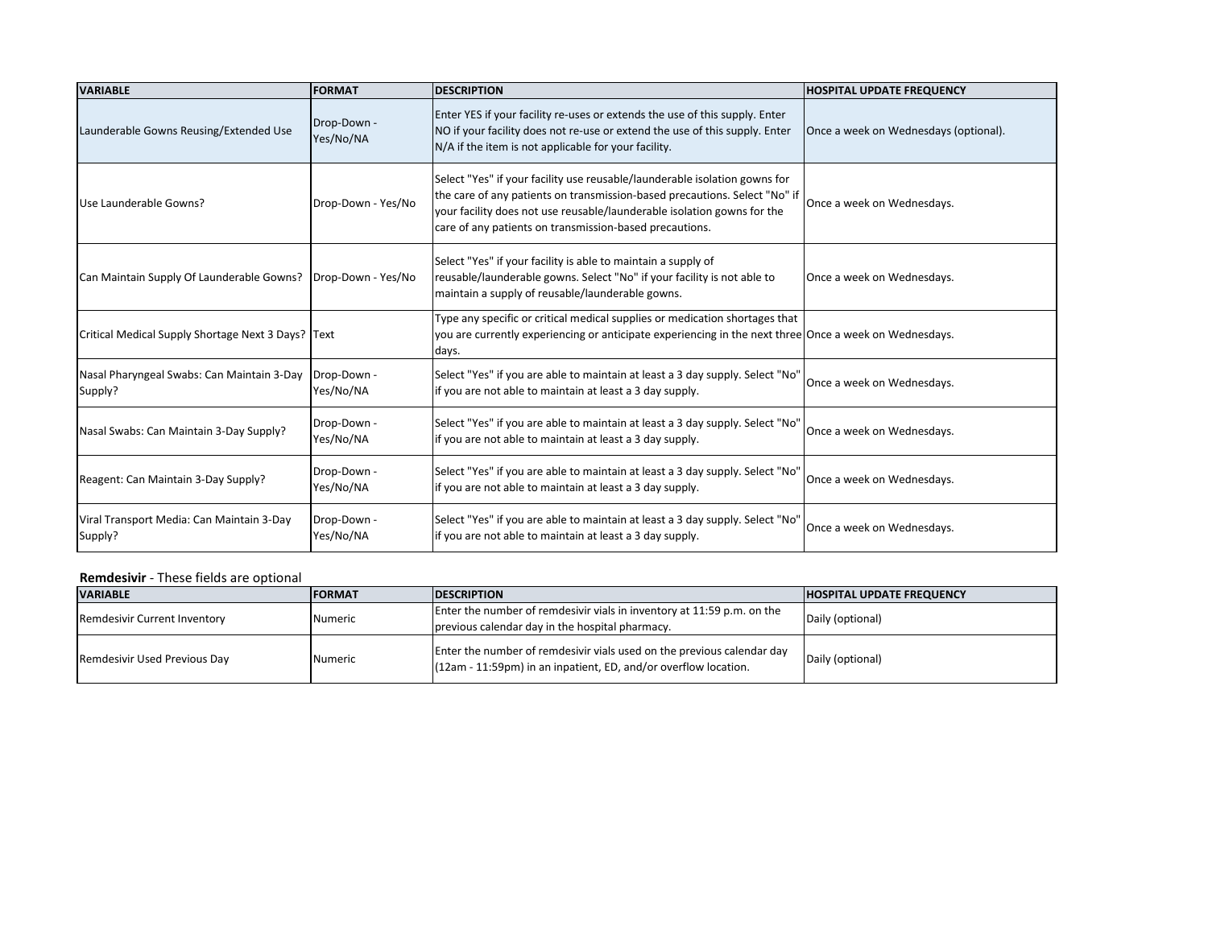| VARIABLE | FORMAT | DESCRIPTION | HOSPITAL UPDATE FREQUENCY |
|---|---|---|---|
| Launderable Gowns Reusing/Extended Use | Drop-Down - Yes/No/NA | Enter YES if your facility re-uses or extends the use of this supply. Enter NO if your facility does not re-use or extend the use of this supply. Enter N/A if the item is not applicable for your facility. | Once a week on Wednesdays (optional). |
| Use Launderable Gowns? | Drop-Down - Yes/No | Select "Yes" if your facility use reusable/launderable isolation gowns for the care of any patients on transmission-based precautions. Select "No" if your facility does not use reusable/launderable isolation gowns for the care of any patients on transmission-based precautions. | Once a week on Wednesdays. |
| Can Maintain Supply Of Launderable Gowns? | Drop-Down - Yes/No | Select "Yes" if your facility is able to maintain a supply of reusable/launderable gowns. Select "No" if your facility is not able to maintain a supply of reusable/launderable gowns. | Once a week on Wednesdays. |
| Critical Medical Supply Shortage Next 3 Days? | Text | Type any specific or critical medical supplies or medication shortages that you are currently experiencing or anticipate experiencing in the next three days. | Once a week on Wednesdays. |
| Nasal Pharyngeal Swabs: Can Maintain 3-Day Supply? | Drop-Down - Yes/No/NA | Select "Yes" if you are able to maintain at least a 3 day supply. Select "No" if you are not able to maintain at least a 3 day supply. | Once a week on Wednesdays. |
| Nasal Swabs: Can Maintain 3-Day Supply? | Drop-Down - Yes/No/NA | Select "Yes" if you are able to maintain at least a 3 day supply. Select "No" if you are not able to maintain at least a 3 day supply. | Once a week on Wednesdays. |
| Reagent: Can Maintain 3-Day Supply? | Drop-Down - Yes/No/NA | Select "Yes" if you are able to maintain at least a 3 day supply. Select "No" if you are not able to maintain at least a 3 day supply. | Once a week on Wednesdays. |
| Viral Transport Media: Can Maintain 3-Day Supply? | Drop-Down - Yes/No/NA | Select "Yes" if you are able to maintain at least a 3 day supply. Select "No" if you are not able to maintain at least a 3 day supply. | Once a week on Wednesdays. |

**Remdesivir** - These fields are optional

| VARIABLE | FORMAT | DESCRIPTION | HOSPITAL UPDATE FREQUENCY |
|---|---|---|---|
| Remdesivir Current Inventory | Numeric | Enter the number of remdesivir vials in inventory at 11:59 p.m. on the previous calendar day in the hospital pharmacy. | Daily (optional) |
| Remdesivir Used Previous Day | Numeric | Enter the number of remdesivir vials used on the previous calendar day (12am - 11:59pm) in an inpatient, ED, and/or overflow location. | Daily (optional) |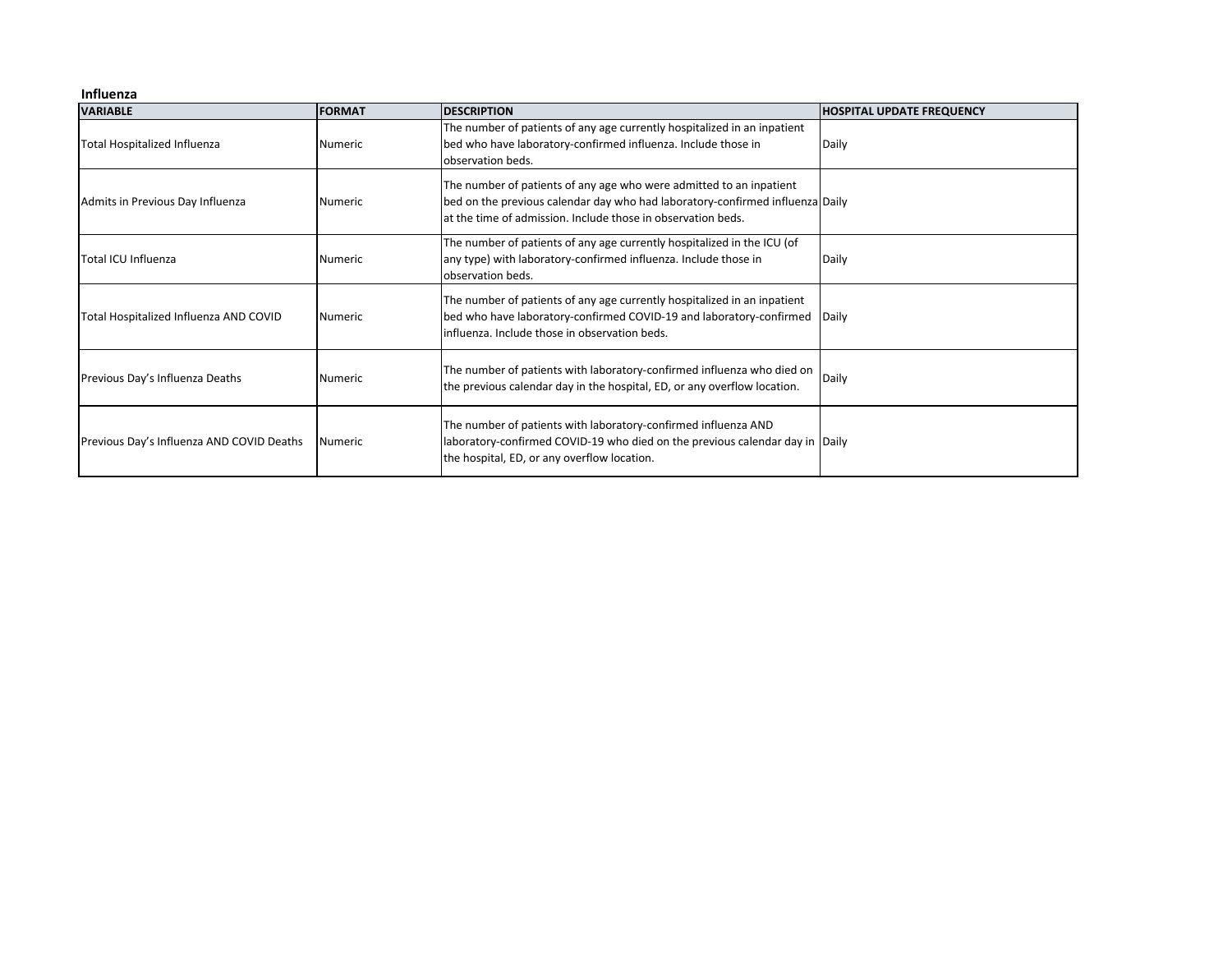**Influenza**

| VARIABLE | FORMAT | DESCRIPTION | HOSPITAL UPDATE FREQUENCY |
|---|---|---|---|
| Total Hospitalized Influenza | Numeric | The number of patients of any age currently hospitalized in an inpatient bed who have laboratory-confirmed influenza. Include those in observation beds. | Daily |
| Admits in Previous Day Influenza | Numeric | The number of patients of any age who were admitted to an inpatient bed on the previous calendar day who had laboratory-confirmed influenza at the time of admission. Include those in observation beds. | Daily |
| Total ICU Influenza | Numeric | The number of patients of any age currently hospitalized in the ICU (of any type) with laboratory-confirmed influenza. Include those in observation beds. | Daily |
| Total Hospitalized Influenza AND COVID | Numeric | The number of patients of any age currently hospitalized in an inpatient bed who have laboratory-confirmed COVID-19 and laboratory-confirmed influenza. Include those in observation beds. | Daily |
| Previous Day's Influenza Deaths | Numeric | The number of patients with laboratory-confirmed influenza who died on the previous calendar day in the hospital, ED, or any overflow location. | Daily |
| Previous Day's Influenza AND COVID Deaths | Numeric | The number of patients with laboratory-confirmed influenza AND laboratory-confirmed COVID-19 who died on the previous calendar day in the hospital, ED, or any overflow location. | Daily |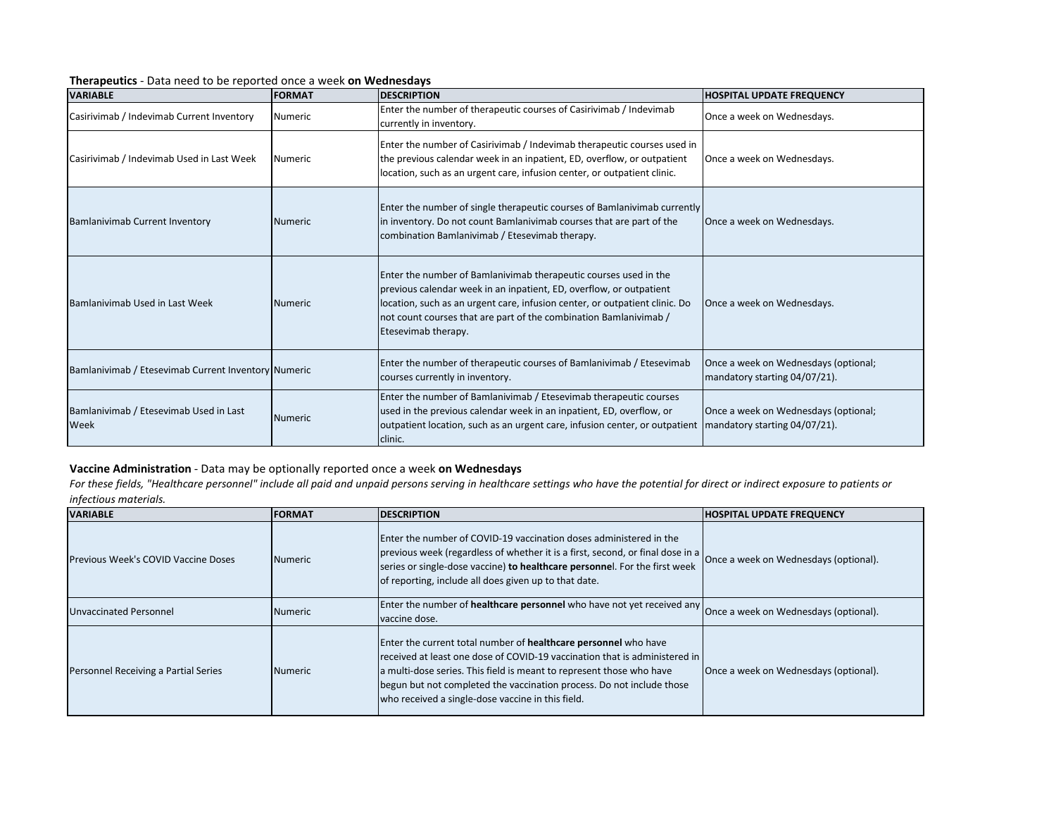**Therapeutics** - Data need to be reported once a week **on Wednesdays**

| VARIABLE | FORMAT | DESCRIPTION | HOSPITAL UPDATE FREQUENCY |
|---|---|---|---|
| Casirivimab / Indevimab Current Inventory | Numeric | Enter the number of therapeutic courses of Casirivimab / Indevimab currently in inventory. | Once a week on Wednesdays. |
| Casirivimab / Indevimab Used in Last Week | Numeric | Enter the number of Casirivimab / Indevimab therapeutic courses used in the previous calendar week in an inpatient, ED, overflow, or outpatient location, such as an urgent care, infusion center, or outpatient clinic. | Once a week on Wednesdays. |
| Bamlanivimab Current Inventory | Numeric | Enter the number of single therapeutic courses of Bamlanivimab currently in inventory. Do not count Bamlanivimab courses that are part of the combination Bamlanivimab / Etesevimab therapy. | Once a week on Wednesdays. |
| Bamlanivimab Used in Last Week | Numeric | Enter the number of Bamlanivimab therapeutic courses used in the previous calendar week in an inpatient, ED, overflow, or outpatient location, such as an urgent care, infusion center, or outpatient clinic. Do not count courses that are part of the combination Bamlanivimab / Etesevimab therapy. | Once a week on Wednesdays. |
| Bamlanivimab / Etesevimab Current Inventory | Numeric | Enter the number of therapeutic courses of Bamlanivimab / Etesevimab courses currently in inventory. | Once a week on Wednesdays (optional; mandatory starting 04/07/21). |
| Bamlanivimab / Etesevimab Used in Last Week | Numeric | Enter the number of Bamlanivimab / Etesevimab therapeutic courses used in the previous calendar week in an inpatient, ED, overflow, or outpatient location, such as an urgent care, infusion center, or outpatient clinic. | Once a week on Wednesdays (optional; mandatory starting 04/07/21). |

**Vaccine Administration** - Data may be optionally reported once a week **on Wednesdays**

*For these fields, "Healthcare personnel" include all paid and unpaid persons serving in healthcare settings who have the potential for direct or indirect exposure to patients or infectious materials.*

| VARIABLE | FORMAT | DESCRIPTION | HOSPITAL UPDATE FREQUENCY |
|---|---|---|---|
| Previous Week's COVID Vaccine Doses | Numeric | Enter the number of COVID-19 vaccination doses administered in the previous week (regardless of whether it is a first, second, or final dose in a series or single-dose vaccine) **to healthcare personne**l. For the first week of reporting, include all does given up to that date. | Once a week on Wednesdays (optional). |
| Unvaccinated Personnel | Numeric | Enter the number of **healthcare personnel** who have not yet received any vaccine dose. | Once a week on Wednesdays (optional). |
| Personnel Receiving a Partial Series | Numeric | Enter the current total number of **healthcare personnel** who have received at least one dose of COVID-19 vaccination that is administered in a multi-dose series. This field is meant to represent those who have begun but not completed the vaccination process. Do not include those who received a single-dose vaccine in this field. | Once a week on Wednesdays (optional). |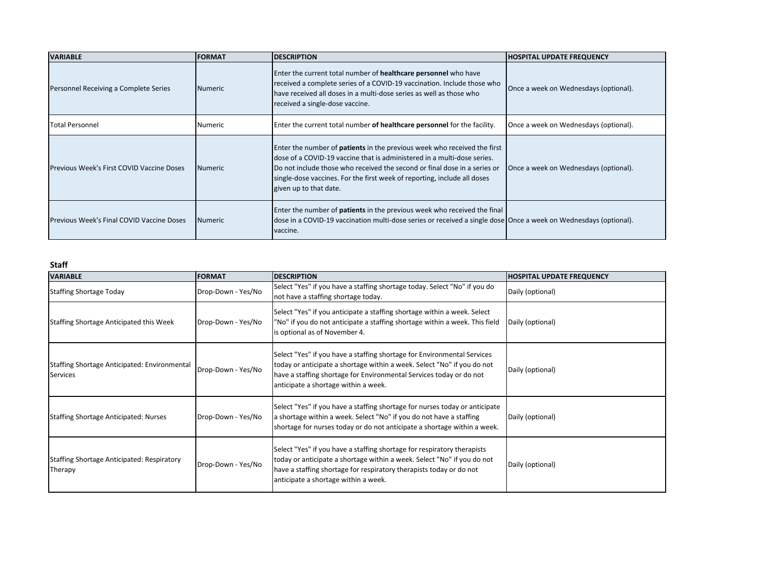| VARIABLE | FORMAT | DESCRIPTION | HOSPITAL UPDATE FREQUENCY |
|---|---|---|---|
| Personnel Receiving a Complete Series | Numeric | Enter the current total number of **healthcare personnel** who have received a complete series of a COVID-19 vaccination. Include those who have received all doses in a multi-dose series as well as those who received a single-dose vaccine. | Once a week on Wednesdays (optional). |
| Total Personnel | Numeric | Enter the current total number **of healthcare personnel** for the facility. | Once a week on Wednesdays (optional). |
| Previous Week's First COVID Vaccine Doses | Numeric | Enter the number of **patients** in the previous week who received the first dose of a COVID-19 vaccine that is administered in a multi-dose series. Do not include those who received the second or final dose in a series or single-dose vaccines. For the first week of reporting, include all doses given up to that date. | Once a week on Wednesdays (optional). |
| Previous Week's Final COVID Vaccine Doses | Numeric | Enter the number of **patients** in the previous week who received the final dose in a COVID-19 vaccination multi-dose series or received a single dose vaccine. | Once a week on Wednesdays (optional). |

**Staff**

| VARIABLE | FORMAT | DESCRIPTION | HOSPITAL UPDATE FREQUENCY |
|---|---|---|---|
| Staffing Shortage Today | Drop-Down - Yes/No | Select "Yes" if you have a staffing shortage today. Select "No" if you do not have a staffing shortage today. | Daily (optional) |
| Staffing Shortage Anticipated this Week | Drop-Down - Yes/No | Select "Yes" if you anticipate a staffing shortage within a week. Select "No" if you do not anticipate a staffing shortage within a week. This field is optional as of November 4. | Daily (optional) |
| Staffing Shortage Anticipated: Environmental Services | Drop-Down - Yes/No | Select "Yes" if you have a staffing shortage for Environmental Services today or anticipate a shortage within a week. Select "No" if you do not have a staffing shortage for Environmental Services today or do not anticipate a shortage within a week. | Daily (optional) |
| Staffing Shortage Anticipated: Nurses | Drop-Down - Yes/No | Select "Yes" if you have a staffing shortage for nurses today or anticipate a shortage within a week. Select "No" if you do not have a staffing shortage for nurses today or do not anticipate a shortage within a week. | Daily (optional) |
| Staffing Shortage Anticipated: Respiratory Therapy | Drop-Down - Yes/No | Select "Yes" if you have a staffing shortage for respiratory therapists today or anticipate a shortage within a week. Select "No" if you do not have a staffing shortage for respiratory therapists today or do not anticipate a shortage within a week. | Daily (optional) |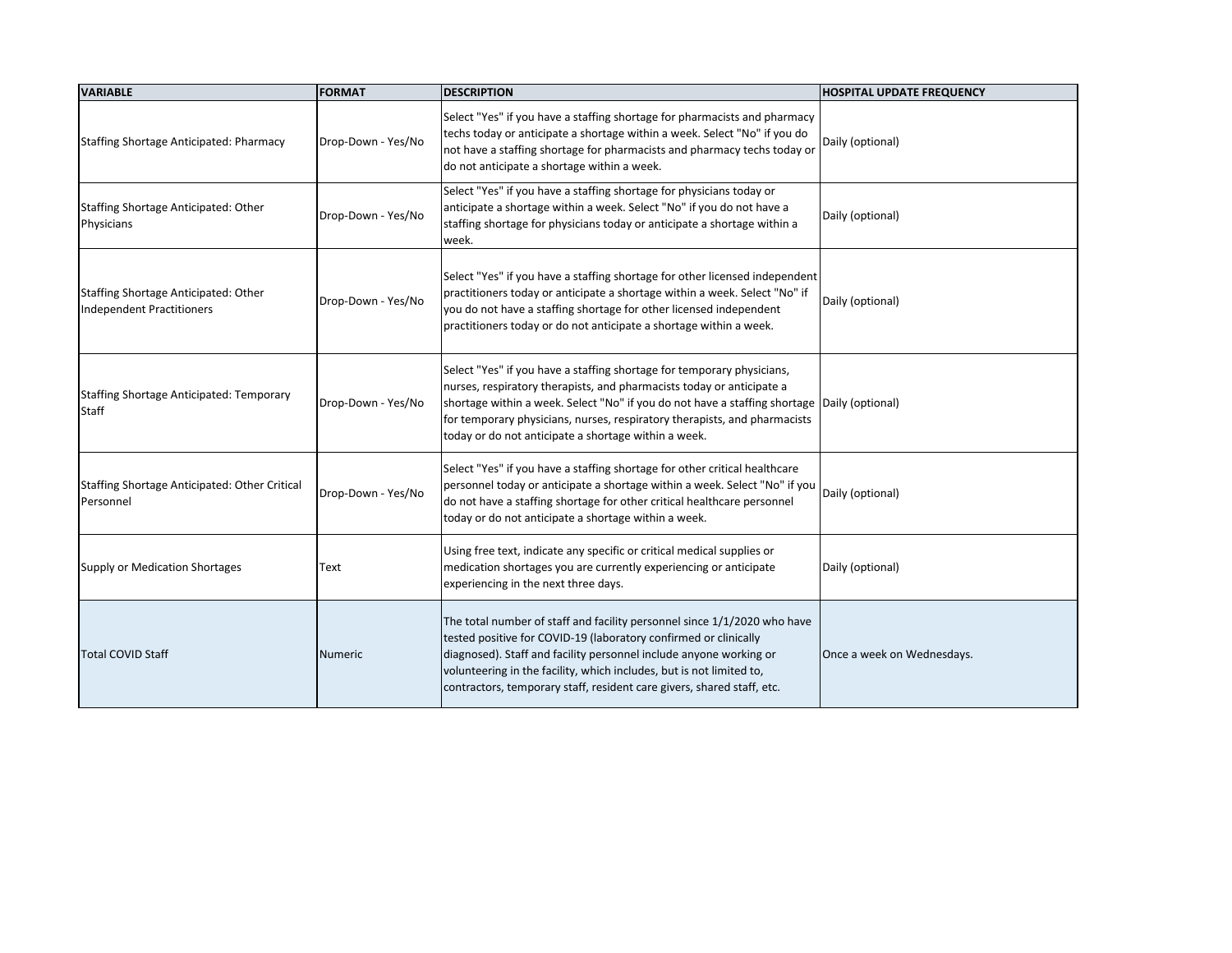| VARIABLE | FORMAT | DESCRIPTION | HOSPITAL UPDATE FREQUENCY |
| --- | --- | --- | --- |
| Staffing Shortage Anticipated: Pharmacy | Drop-Down - Yes/No | Select "Yes" if you have a staffing shortage for pharmacists and pharmacy techs today or anticipate a shortage within a week. Select "No" if you do not have a staffing shortage for pharmacists and pharmacy techs today or do not anticipate a shortage within a week. | Daily (optional) |
| Staffing Shortage Anticipated: Other Physicians | Drop-Down - Yes/No | Select "Yes" if you have a staffing shortage for physicians today or anticipate a shortage within a week. Select "No" if you do not have a staffing shortage for physicians today or anticipate a shortage within a week. | Daily (optional) |
| Staffing Shortage Anticipated: Other Independent Practitioners | Drop-Down - Yes/No | Select "Yes" if you have a staffing shortage for other licensed independent practitioners today or anticipate a shortage within a week. Select "No" if you do not have a staffing shortage for other licensed independent practitioners today or do not anticipate a shortage within a week. | Daily (optional) |
| Staffing Shortage Anticipated: Temporary Staff | Drop-Down - Yes/No | Select "Yes" if you have a staffing shortage for temporary physicians, nurses, respiratory therapists, and pharmacists today or anticipate a shortage within a week. Select "No" if you do not have a staffing shortage for temporary physicians, nurses, respiratory therapists, and pharmacists today or do not anticipate a shortage within a week. | Daily (optional) |
| Staffing Shortage Anticipated: Other Critical Personnel | Drop-Down - Yes/No | Select "Yes" if you have a staffing shortage for other critical healthcare personnel today or anticipate a shortage within a week. Select "No" if you do not have a staffing shortage for other critical healthcare personnel today or do not anticipate a shortage within a week. | Daily (optional) |
| Supply or Medication Shortages | Text | Using free text, indicate any specific or critical medical supplies or medication shortages you are currently experiencing or anticipate experiencing in the next three days. | Daily (optional) |
| Total COVID Staff | Numeric | The total number of staff and facility personnel since 1/1/2020 who have tested positive for COVID-19 (laboratory confirmed or clinically diagnosed). Staff and facility personnel include anyone working or volunteering in the facility, which includes, but is not limited to, contractors, temporary staff, resident care givers, shared staff, etc. | Once a week on Wednesdays. |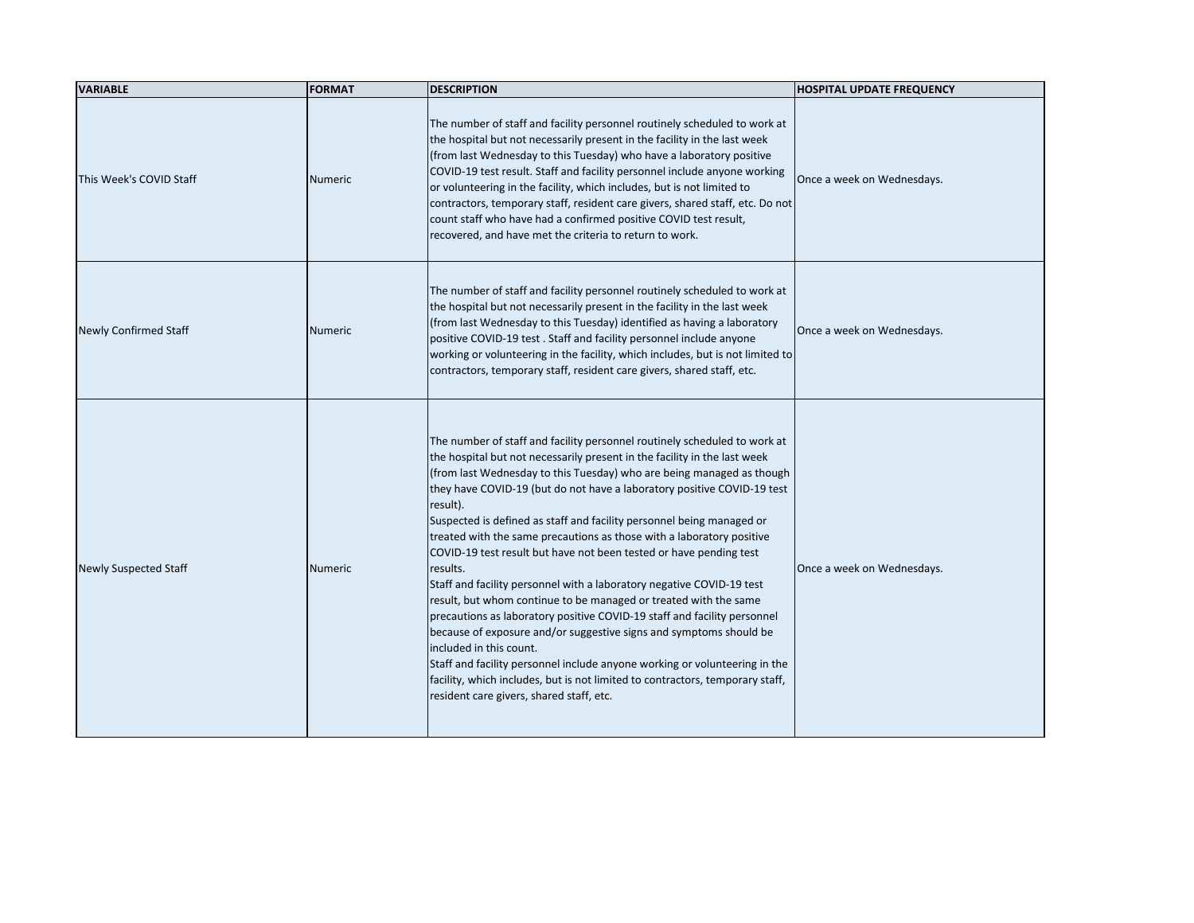| VARIABLE | FORMAT | DESCRIPTION | HOSPITAL UPDATE FREQUENCY |
| --- | --- | --- | --- |
| This Week's COVID Staff | Numeric | The number of staff and facility personnel routinely scheduled to work at the hospital but not necessarily present in the facility in the last week (from last Wednesday to this Tuesday) who have a laboratory positive COVID-19 test result. Staff and facility personnel include anyone working or volunteering in the facility, which includes, but is not limited to contractors, temporary staff, resident care givers, shared staff, etc. Do not count staff who have had a confirmed positive COVID test result, recovered, and have met the criteria to return to work. | Once a week on Wednesdays. |
| Newly Confirmed Staff | Numeric | The number of staff and facility personnel routinely scheduled to work at the hospital but not necessarily present in the facility in the last week (from last Wednesday to this Tuesday) identified as having a laboratory positive COVID-19 test . Staff and facility personnel include anyone working or volunteering in the facility, which includes, but is not limited to contractors, temporary staff, resident care givers, shared staff, etc. | Once a week on Wednesdays. |
| Newly Suspected Staff | Numeric | The number of staff and facility personnel routinely scheduled to work at the hospital but not necessarily present in the facility in the last week (from last Wednesday to this Tuesday) who are being managed as though they have COVID-19 (but do not have a laboratory positive COVID-19 test result).<br>Suspected is defined as staff and facility personnel being managed or treated with the same precautions as those with a laboratory positive COVID-19 test result but have not been tested or have pending test results.<br>Staff and facility personnel with a laboratory negative COVID-19 test result, but whom continue to be managed or treated with the same precautions as laboratory positive COVID-19 staff and facility personnel because of exposure and/or suggestive signs and symptoms should be included in this count.<br>Staff and facility personnel include anyone working or volunteering in the facility, which includes, but is not limited to contractors, temporary staff, resident care givers, shared staff, etc. | Once a week on Wednesdays. |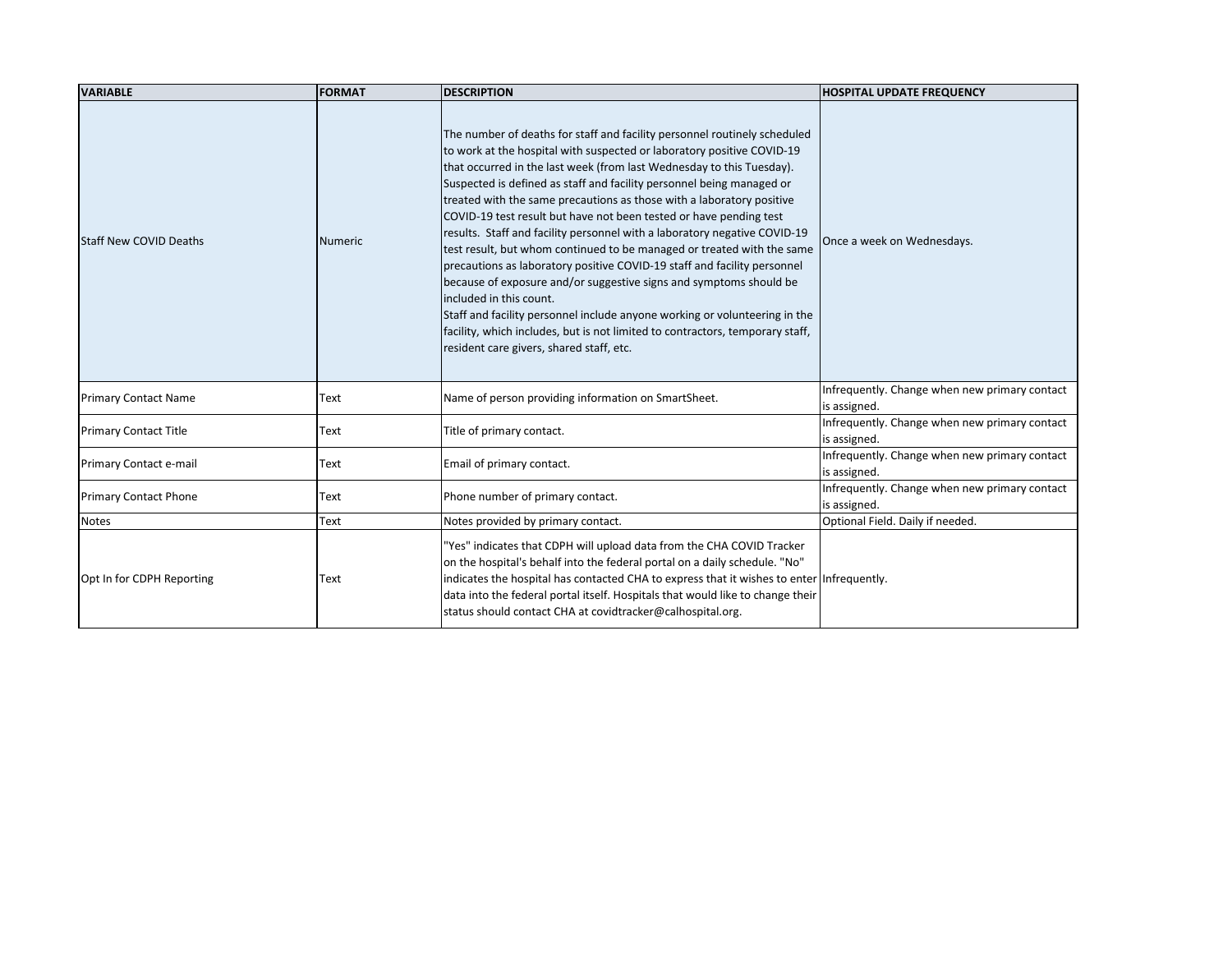| VARIABLE | FORMAT | DESCRIPTION | HOSPITAL UPDATE FREQUENCY |
|---|---|---|---|
| Staff New COVID Deaths | Numeric | The number of deaths for staff and facility personnel routinely scheduled to work at the hospital with suspected or laboratory positive COVID-19 that occurred in the last week (from last Wednesday to this Tuesday). Suspected is defined as staff and facility personnel being managed or treated with the same precautions as those with a laboratory positive COVID-19 test result but have not been tested or have pending test results. Staff and facility personnel with a laboratory negative COVID-19 test result, but whom continued to be managed or treated with the same precautions as laboratory positive COVID-19 staff and facility personnel because of exposure and/or suggestive signs and symptoms should be included in this count.<br>Staff and facility personnel include anyone working or volunteering in the facility, which includes, but is not limited to contractors, temporary staff, resident care givers, shared staff, etc. | Once a week on Wednesdays. |
| Primary Contact Name | Text | Name of person providing information on SmartSheet. | Infrequently. Change when new primary contact is assigned. |
| Primary Contact Title | Text | Title of primary contact. | Infrequently. Change when new primary contact is assigned. |
| Primary Contact e-mail | Text | Email of primary contact. | Infrequently. Change when new primary contact is assigned. |
| Primary Contact Phone | Text | Phone number of primary contact. | Infrequently. Change when new primary contact is assigned. |
| Notes | Text | Notes provided by primary contact. | Optional Field. Daily if needed. |
| Opt In for CDPH Reporting | Text | "Yes" indicates that CDPH will upload data from the CHA COVID Tracker on the hospital's behalf into the federal portal on a daily schedule. "No" indicates the hospital has contacted CHA to express that it wishes to enter data into the federal portal itself. Hospitals that would like to change their status should contact CHA at covidtracker@calhospital.org. | Infrequently. |